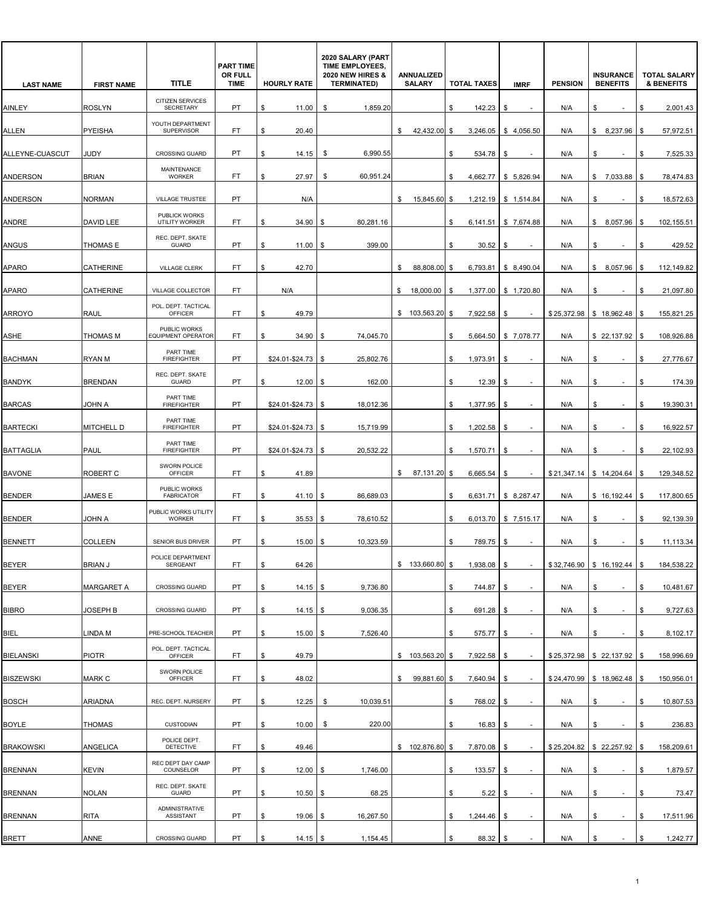| LAST NAME | FIRST NAME | TITLE | PART TIME OR FULL TIME | HOURLY RATE | 2020 SALARY (PART TIME EMPLOYEES, 2020 NEW HIRES & TERMINATED) | ANNUALIZED SALARY | TOTAL TAXES | IMRF | PENSION | INSURANCE BENEFITS | TOTAL SALARY & BENEFITS |
|---|---|---|---|---|---|---|---|---|---|---|---|
| AINLEY | ROSLYN | CITIZEN SERVICES SECRETARY | PT | $ 11.00 | $ 1,859.20 | | $ 142.23 | $ - | N/A | $ - | $ 2,001.43 |
| ALLEN | PYEISHA | YOUTH DEPARTMENT SUPERVISOR | FT | $ 20.40 | | $ 42,432.00 | $ 3,246.05 | $ 4,056.50 | N/A | $ 8,237.96 | $ 57,972.51 |
| ALLEYNE-CUASCUT | JUDY | CROSSING GUARD | PT | $ 14.15 | $ 6,990.55 | | $ 534.78 | $ - | N/A | $ - | $ 7,525.33 |
| ANDERSON | BRIAN | MAINTENANCE WORKER | FT | $ 27.97 | $ 60,951.24 | | $ 4,662.77 | $ 5,826.94 | N/A | $ 7,033.88 | $ 78,474.83 |
| ANDERSON | NORMAN | VILLAGE TRUSTEE | PT | N/A | | $ 15,845.60 | $ 1,212.19 | $ 1,514.84 | N/A | $ - | $ 18,572.63 |
| ANDRE | DAVID LEE | PUBLICK WORKS UTILITY WORKER | FT | $ 34.90 | $ 80,281.16 | | $ 6,141.51 | $ 7,674.88 | N/A | $ 8,057.96 | $ 102,155.51 |
| ANGUS | THOMAS E | REC. DEPT. SKATE GUARD | PT | $ 11.00 | $ 399.00 | | $ 30.52 | $ - | N/A | $ - | $ 429.52 |
| APARO | CATHERINE | VILLAGE CLERK | FT | $ 42.70 | | $ 88,808.00 | $ 6,793.81 | $ 8,490.04 | N/A | $ 8,057.96 | $ 112,149.82 |
| APARO | CATHERINE | VILLAGE COLLECTOR | FT | N/A | | $ 18,000.00 | $ 1,377.00 | $ 1,720.80 | N/A | $ - | $ 21,097.80 |
| ARROYO | RAUL | POL. DEPT. TACTICAL OFFICER | FT | $ 49.79 | | $ 103,563.20 | $ 7,922.58 | $ - | $ 25,372.98 | $ 18,962.48 | $ 155,821.25 |
| ASHE | THOMAS M | PUBLIC WORKS EQUIPMENT OPERATOR | FT | $ 34.90 | $ 74,045.70 | | $ 5,664.50 | $ 7,078.77 | N/A | $ 22,137.92 | $ 108,926.88 |
| BACHMAN | RYAN M | PART TIME FIREFIGHTER | PT | $24.01-$24.73 | $ 25,802.76 | | $ 1,973.91 | $ - | N/A | $ - | $ 27,776.67 |
| BANDYK | BRENDAN | REC. DEPT. SKATE GUARD | PT | $ 12.00 | $ 162.00 | | $ 12.39 | $ - | N/A | $ - | $ 174.39 |
| BARCAS | JOHN A | PART TIME FIREFIGHTER | PT | $24.01-$24.73 | $ 18,012.36 | | $ 1,377.95 | $ - | N/A | $ - | $ 19,390.31 |
| BARTECKI | MITCHELL D | PART TIME FIREFIGHTER | PT | $24.01-$24.73 | $ 15,719.99 | | $ 1,202.58 | $ - | N/A | $ - | $ 16,922.57 |
| BATTAGLIA | PAUL | PART TIME FIREFIGHTER | PT | $24.01-$24.73 | $ 20,532.22 | | $ 1,570.71 | $ - | N/A | $ - | $ 22,102.93 |
| BAVONE | ROBERT C | SWORN POLICE OFFICER | FT | $ 41.89 | | $ 87,131.20 | $ 6,665.54 | $ - | $ 21,347.14 | $ 14,204.64 | $ 129,348.52 |
| BENDER | JAMES E | PUBLIC WORKS FABRICATOR | FT | $ 41.10 | $ 86,689.03 | | $ 6,631.71 | $ 8,287.47 | N/A | $ 16,192.44 | $ 117,800.65 |
| BENDER | JOHN A | PUBLIC WORKS UTILITY WORKER | FT | $ 35.53 | $ 78,610.52 | | $ 6,013.70 | $ 7,515.17 | N/A | $ - | $ 92,139.39 |
| BENNETT | COLLEEN | SENIOR BUS DRIVER | PT | $ 15.00 | $ 10,323.59 | | $ 789.75 | $ - | N/A | $ - | $ 11,113.34 |
| BEYER | BRIAN J | POLICE DEPARTMENT SERGEANT | FT | $ 64.26 | | $ 133,660.80 | $ 1,938.08 | $ - | $ 32,746.90 | $ 16,192.44 | $ 184,538.22 |
| BEYER | MARGARET A | CROSSING GUARD | PT | $ 14.15 | $ 9,736.80 | | $ 744.87 | $ - | N/A | $ - | $ 10,481.67 |
| BIBRO | JOSEPH B | CROSSING GUARD | PT | $ 14.15 | $ 9,036.35 | | $ 691.28 | $ - | N/A | $ - | $ 9,727.63 |
| BIEL | LINDA M | PRE-SCHOOL TEACHER | PT | $ 15.00 | $ 7,526.40 | | $ 575.77 | $ - | N/A | $ - | $ 8,102.17 |
| BIELANSKI | PIOTR | POL. DEPT. TACTICAL OFFICER | FT | $ 49.79 | | $ 103,563.20 | $ 7,922.58 | $ - | $ 25,372.98 | $ 22,137.92 | $ 158,996.69 |
| BISZEWSKI | MARK C | SWORN POLICE OFFICER | FT | $ 48.02 | | $ 99,881.60 | $ 7,640.94 | $ - | $ 24,470.99 | $ 18,962.48 | $ 150,956.01 |
| BOSCH | ARIADNA | REC. DEPT. NURSERY | PT | $ 12.25 | $ 10,039.51 | | $ 768.02 | $ - | N/A | $ - | $ 10,807.53 |
| BOYLE | THOMAS | CUSTODIAN | PT | $ 10.00 | $ 220.00 | | $ 16.83 | $ - | N/A | $ - | $ 236.83 |
| BRAKOWSKI | ANGELICA | POLICE DEPT. DETECTIVE | FT | $ 49.46 | | $ 102,876.80 | $ 7,870.08 | $ - | $ 25,204.82 | $ 22,257.92 | $ 158,209.61 |
| BRENNAN | KEVIN | REC DEPT DAY CAMP COUNSELOR | PT | $ 12.00 | $ 1,746.00 | | $ 133.57 | $ - | N/A | $ - | $ 1,879.57 |
| BRENNAN | NOLAN | REC. DEPT. SKATE GUARD | PT | $ 10.50 | $ 68.25 | | $ 5.22 | $ - | N/A | $ - | $ 73.47 |
| BRENNAN | RITA | ADMINISTRATIVE ASSISTANT | PT | $ 19.06 | $ 16,267.50 | | $ 1,244.46 | $ - | N/A | $ - | $ 17,511.96 |
| BRETT | ANNE | CROSSING GUARD | PT | $ 14.15 | $ 1,154.45 | | $ 88.32 | $ - | N/A | $ - | $ 1,242.77 |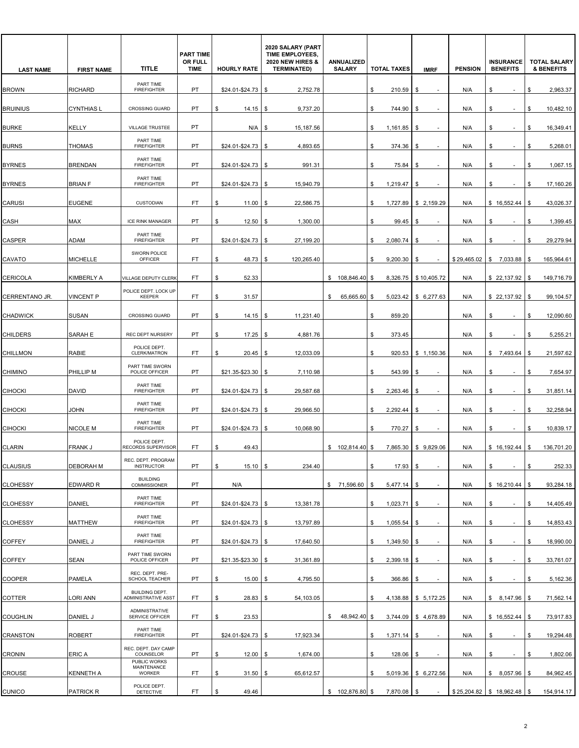| LAST NAME | FIRST NAME | TITLE | PART TIME OR FULL TIME | HOURLY RATE | 2020 SALARY (PART TIME EMPLOYEES, 2020 NEW HIRES & TERMINATED) | ANNUALIZED SALARY | TOTAL TAXES | IMRF | PENSION | INSURANCE BENEFITS | TOTAL SALARY & BENEFITS |
|---|---|---|---|---|---|---|---|---|---|---|---|
| BROWN | RICHARD | PART TIME FIREFIGHTER | PT | $24.01-$24.73 | $ 2,752.78 | | $ 210.59 | $ - | N/A | $ - | $ 2,963.37 |
| BRUINIUS | CYNTHIAS L | CROSSING GUARD | PT | $ 14.15 | $ 9,737.20 | | $ 744.90 | $ - | N/A | $ - | $ 10,482.10 |
| BURKE | KELLY | VILLAGE TRUSTEE | PT | N/A | $ 15,187.56 | | $ 1,161.85 | $ - | N/A | $ - | $ 16,349.41 |
| BURNS | THOMAS | PART TIME FIREFIGHTER | PT | $24.01-$24.73 | $ 4,893.65 | | $ 374.36 | $ - | N/A | $ - | $ 5,268.01 |
| BYRNES | BRENDAN | PART TIME FIREFIGHTER | PT | $24.01-$24.73 | $ 991.31 | | $ 75.84 | $ - | N/A | $ - | $ 1,067.15 |
| BYRNES | BRIAN F | PART TIME FIREFIGHTER | PT | $24.01-$24.73 | $ 15,940.79 | | $ 1,219.47 | $ - | N/A | $ - | $ 17,160.26 |
| CARUSI | EUGENE | CUSTODIAN | FT | $ 11.00 | $ 22,586.75 | | $ 1,727.89 | $ 2,159.29 | N/A | $ 16,552.44 | $ 43,026.37 |
| CASH | MAX | ICE RINK MANAGER | PT | $ 12.50 | $ 1,300.00 | | $ 99.45 | $ - | N/A | $ - | $ 1,399.45 |
| CASPER | ADAM | PART TIME FIREFIGHTER | PT | $24.01-$24.73 | $ 27,199.20 | | $ 2,080.74 | $ - | N/A | $ - | $ 29,279.94 |
| CAVATO | MICHELLE | SWORN POLICE OFFICER | FT | $ 48.73 | $ 120,265.40 | | $ 9,200.30 | $ - | $ 29,465.02 | $ 7,033.88 | $ 165,964.61 |
| CERICOLA | KIMBERLY A | VILLAGE DEPUTY CLERK | FT | $ 52.33 | | $ 108,846.40 | $ 8,326.75 | $ 10,405.72 | N/A | $ 22,137.92 | $ 149,716.79 |
| CERRENTANO JR. | VINCENT P | POLICE DEPT. LOCK UP KEEPER | FT | $ 31.57 | | $ 65,665.60 | $ 5,023.42 | $ 6,277.63 | N/A | $ 22,137.92 | $ 99,104.57 |
| CHADWICK | SUSAN | CROSSING GUARD | PT | $ 14.15 | $ 11,231.40 | | $ 859.20 | | N/A | $ - | $ 12,090.60 |
| CHILDERS | SARAH E | REC DEPT NURSERY | PT | $ 17.25 | $ 4,881.76 | | $ 373.45 | | N/A | $ - | $ 5,255.21 |
| CHILLMON | RABIE | POLICE DEPT. CLERK/MATRON | FT | $ 20.45 | $ 12,033.09 | | $ 920.53 | $ 1,150.36 | N/A | $ 7,493.64 | $ 21,597.62 |
| CHIMINO | PHILLIP M | PART TIME SWORN POLICE OFFICER | PT | $21.35-$23.30 | $ 7,110.98 | | $ 543.99 | $ - | N/A | $ - | $ 7,654.97 |
| CIHOCKI | DAVID | PART TIME FIREFIGHTER | PT | $24.01-$24.73 | $ 29,587.68 | | $ 2,263.46 | $ - | N/A | $ - | $ 31,851.14 |
| CIHOCKI | JOHN | PART TIME FIREFIGHTER | PT | $24.01-$24.73 | $ 29,966.50 | | $ 2,292.44 | $ - | N/A | $ - | $ 32,258.94 |
| CIHOCKI | NICOLE M | PART TIME FIREFIGHTER | PT | $24.01-$24.73 | $ 10,068.90 | | $ 770.27 | $ - | N/A | $ - | $ 10,839.17 |
| CLARIN | FRANK J | POLICE DEPT. RECORDS SUPERVISOR | FT | $ 49.43 | | $ 102,814.40 | $ 7,865.30 | $ 9,829.06 | N/A | $ 16,192.44 | $ 136,701.20 |
| CLAUSIUS | DEBORAH M | REC. DEPT. PROGRAM INSTRUCTOR | PT | $ 15.10 | $ 234.40 | | $ 17.93 | $ - | N/A | $ - | $ 252.33 |
| CLOHESSY | EDWARD R | BUILDING COMMISSIONER | PT | N/A | | $ 71,596.60 | $ 5,477.14 | $ - | N/A | $ 16,210.44 | $ 93,284.18 |
| CLOHESSY | DANIEL | PART TIME FIREFIGHTER | PT | $24.01-$24.73 | $ 13,381.78 | | $ 1,023.71 | $ - | N/A | $ - | $ 14,405.49 |
| CLOHESSY | MATTHEW | PART TIME FIREFIGHTER | PT | $24.01-$24.73 | $ 13,797.89 | | $ 1,055.54 | $ - | N/A | $ - | $ 14,853.43 |
| COFFEY | DANIEL J | PART TIME FIREFIGHTER | PT | $24.01-$24.73 | $ 17,640.50 | | $ 1,349.50 | $ - | N/A | $ - | $ 18,990.00 |
| COFFEY | SEAN | PART TIME SWORN POLICE OFFICER | PT | $21.35-$23.30 | $ 31,361.89 | | $ 2,399.18 | $ - | N/A | $ - | $ 33,761.07 |
| COOPER | PAMELA | REC. DEPT. PRE-SCHOOL TEACHER | PT | $ 15.00 | $ 4,795.50 | | $ 366.86 | $ - | N/A | $ - | $ 5,162.36 |
| COTTER | LORI ANN | BUILDING DEPT. ADMINISTRATIVE ASST | FT | $ 28.83 | $ 54,103.05 | | $ 4,138.88 | $ 5,172.25 | N/A | $ 8,147.96 | $ 71,562.14 |
| COUGHLIN | DANIEL J | ADMINISTRATIVE SERVICE OFFICER | FT | $ 23.53 | | $ 48,942.40 | $ 3,744.09 | $ 4,678.89 | N/A | $ 16,552.44 | $ 73,917.83 |
| CRANSTON | ROBERT | PART TIME FIREFIGHTER | PT | $24.01-$24.73 | $ 17,923.34 | | $ 1,371.14 | $ - | N/A | $ - | $ 19,294.48 |
| CRONIN | ERIC A | REC. DEPT. DAY CAMP COUNSELOR | PT | $ 12.00 | $ 1,674.00 | | $ 128.06 | $ - | N/A | $ - | $ 1,802.06 |
| CROUSE | KENNETH A | PUBLIC WORKS MAINTENANCE WORKER | FT | $ 31.50 | $ 65,612.57 | | $ 5,019.36 | $ 6,272.56 | N/A | $ 8,057.96 | $ 84,962.45 |
| CUNICO | PATRICK R | POLICE DEPT. DETECTIVE | FT | $ 49.46 | | $ 102,876.80 | $ 7,870.08 | $ - | $ 25,204.82 | $ 18,962.48 | $ 154,914.17 |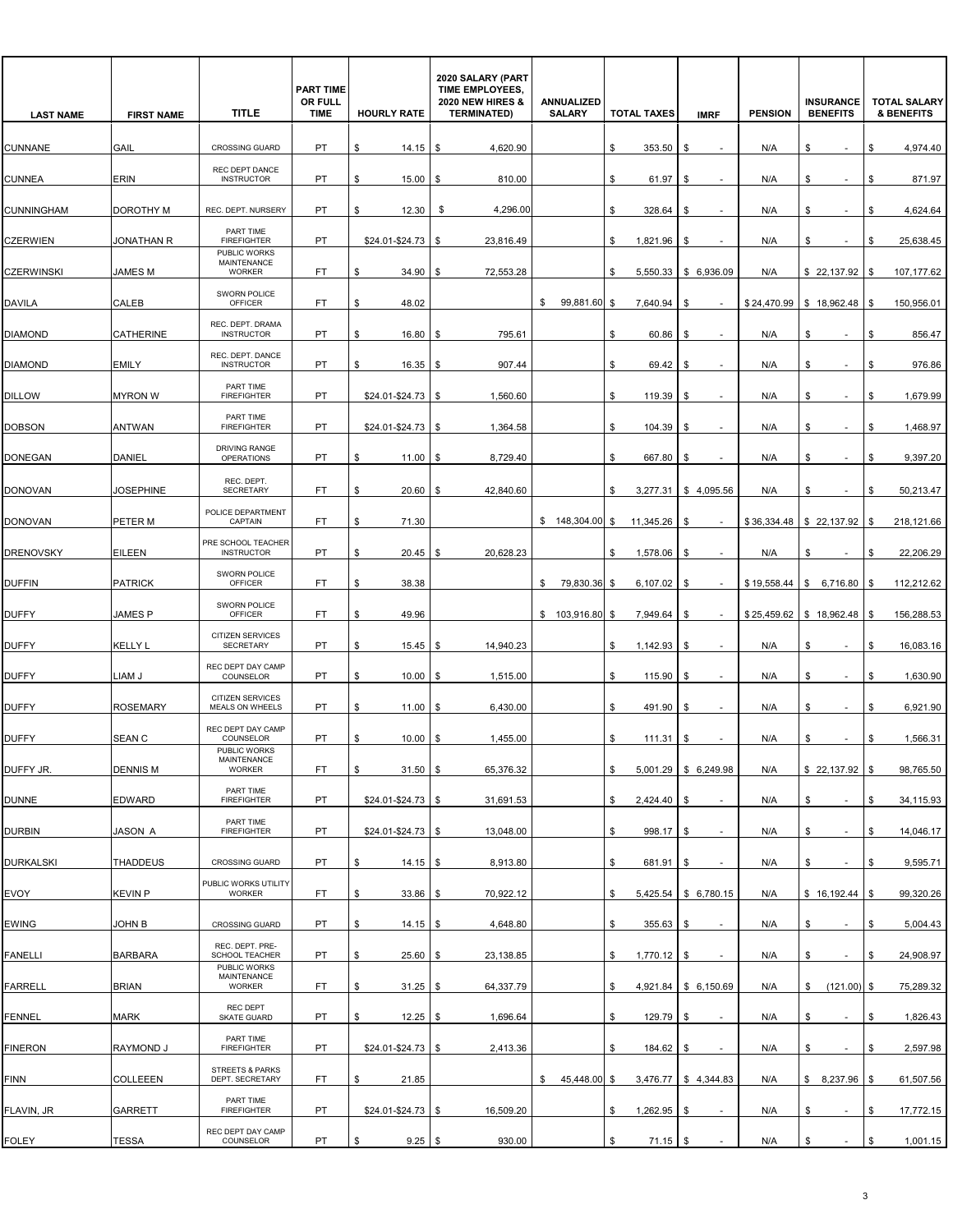| LAST NAME | FIRST NAME | TITLE | PART TIME OR FULL TIME | HOURLY RATE | 2020 SALARY (PART TIME EMPLOYEES, 2020 NEW HIRES & TERMINATED) | ANNUALIZED SALARY | TOTAL TAXES | IMRF | PENSION | INSURANCE BENEFITS | TOTAL SALARY & BENEFITS |
|---|---|---|---|---|---|---|---|---|---|---|---|
| CUNNANE | GAIL | CROSSING GUARD | PT | $ 14.15 | $ 4,620.90 | | $ 353.50 | $ - | N/A | $ - | $ 4,974.40 |
| CUNNEA | ERIN | REC DEPT DANCE INSTRUCTOR | PT | $ 15.00 | $ 810.00 | | $ 61.97 | $ - | N/A | $ - | $ 871.97 |
| CUNNINGHAM | DOROTHY M | REC. DEPT. NURSERY | PT | $ 12.30 | $ 4,296.00 | | $ 328.64 | $ - | N/A | $ - | $ 4,624.64 |
| CZERWIEN | JONATHAN R | PART TIME FIREFIGHTER | PT | $24.01-$24.73 | $ 23,816.49 | | $ 1,821.96 | $ - | N/A | $ - | $ 25,638.45 |
| CZERWINSKI | JAMES M | PUBLIC WORKS MAINTENANCE WORKER | FT | $ 34.90 | $ 72,553.28 | | $ 5,550.33 | $ 6,936.09 | N/A | $ 22,137.92 | $ 107,177.62 |
| DAVILA | CALEB | SWORN POLICE OFFICER | FT | $ 48.02 | | $ 99,881.60 | $ 7,640.94 | $ - | $ 24,470.99 | $ 18,962.48 | $ 150,956.01 |
| DIAMOND | CATHERINE | REC. DEPT. DRAMA INSTRUCTOR | PT | $ 16.80 | $ 795.61 | | $ 60.86 | $ - | N/A | $ - | $ 856.47 |
| DIAMOND | EMILY | REC. DEPT. DANCE INSTRUCTOR | PT | $ 16.35 | $ 907.44 | | $ 69.42 | $ - | N/A | $ - | $ 976.86 |
| DILLOW | MYRON W | PART TIME FIREFIGHTER | PT | $24.01-$24.73 | $ 1,560.60 | | $ 119.39 | $ - | N/A | $ - | $ 1,679.99 |
| DOBSON | ANTWAN | PART TIME FIREFIGHTER | PT | $24.01-$24.73 | $ 1,364.58 | | $ 104.39 | $ - | N/A | $ - | $ 1,468.97 |
| DONEGAN | DANIEL | DRIVING RANGE OPERATIONS | PT | $ 11.00 | $ 8,729.40 | | $ 667.80 | $ - | N/A | $ - | $ 9,397.20 |
| DONOVAN | JOSEPHINE | REC. DEPT. SECRETARY | FT | $ 20.60 | $ 42,840.60 | | $ 3,277.31 | $ 4,095.56 | N/A | $ - | $ 50,213.47 |
| DONOVAN | PETER M | POLICE DEPARTMENT CAPTAIN | FT | $ 71.30 | | $ 148,304.00 | $ 11,345.26 | $ - | $ 36,334.48 | $ 22,137.92 | $ 218,121.66 |
| DRENOVSKY | EILEEN | PRE SCHOOL TEACHER INSTRUCTOR | PT | $ 20.45 | $ 20,628.23 | | $ 1,578.06 | $ - | N/A | $ - | $ 22,206.29 |
| DUFFIN | PATRICK | SWORN POLICE OFFICER | FT | $ 38.38 | | $ 79,830.36 | $ 6,107.02 | $ - | $ 19,558.44 | $ 6,716.80 | $ 112,212.62 |
| DUFFY | JAMES P | SWORN POLICE OFFICER | FT | $ 49.96 | | $ 103,916.80 | $ 7,949.64 | $ - | $ 25,459.62 | $ 18,962.48 | $ 156,288.53 |
| DUFFY | KELLY L | CITIZEN SERVICES SECRETARY | PT | $ 15.45 | $ 14,940.23 | | $ 1,142.93 | $ - | N/A | $ - | $ 16,083.16 |
| DUFFY | LIAM J | REC DEPT DAY CAMP COUNSELOR | PT | $ 10.00 | $ 1,515.00 | | $ 115.90 | $ - | N/A | $ - | $ 1,630.90 |
| DUFFY | ROSEMARY | CITIZEN SERVICES MEALS ON WHEELS | PT | $ 11.00 | $ 6,430.00 | | $ 491.90 | $ - | N/A | $ - | $ 6,921.90 |
| DUFFY | SEAN C | REC DEPT DAY CAMP COUNSELOR | PT | $ 10.00 | $ 1,455.00 | | $ 111.31 | $ - | N/A | $ - | $ 1,566.31 |
| DUFFY JR. | DENNIS M | PUBLIC WORKS MAINTENANCE WORKER | FT | $ 31.50 | $ 65,376.32 | | $ 5,001.29 | $ 6,249.98 | N/A | $ 22,137.92 | $ 98,765.50 |
| DUNNE | EDWARD | PART TIME FIREFIGHTER | PT | $24.01-$24.73 | $ 31,691.53 | | $ 2,424.40 | $ - | N/A | $ - | $ 34,115.93 |
| DURBIN | JASON A | PART TIME FIREFIGHTER | PT | $24.01-$24.73 | $ 13,048.00 | | $ 998.17 | $ - | N/A | $ - | $ 14,046.17 |
| DURKALSKI | THADDEUS | CROSSING GUARD | PT | $ 14.15 | $ 8,913.80 | | $ 681.91 | $ - | N/A | $ - | $ 9,595.71 |
| EVOY | KEVIN P | PUBLIC WORKS UTILITY WORKER | FT | $ 33.86 | $ 70,922.12 | | $ 5,425.54 | $ 6,780.15 | N/A | $ 16,192.44 | $ 99,320.26 |
| EWING | JOHN B | CROSSING GUARD | PT | $ 14.15 | $ 4,648.80 | | $ 355.63 | $ - | N/A | $ - | $ 5,004.43 |
| FANELLI | BARBARA | REC. DEPT. PRE-SCHOOL TEACHER | PT | $ 25.60 | $ 23,138.85 | | $ 1,770.12 | $ - | N/A | $ - | $ 24,908.97 |
| FARRELL | BRIAN | PUBLIC WORKS MAINTENANCE WORKER | FT | $ 31.25 | $ 64,337.79 | | $ 4,921.84 | $ 6,150.69 | N/A | $ (121.00) | $ 75,289.32 |
| FENNEL | MARK | REC DEPT SKATE GUARD | PT | $ 12.25 | $ 1,696.64 | | $ 129.79 | $ - | N/A | $ - | $ 1,826.43 |
| FINERON | RAYMOND J | PART TIME FIREFIGHTER | PT | $24.01-$24.73 | $ 2,413.36 | | $ 184.62 | $ - | N/A | $ - | $ 2,597.98 |
| FINN | COLLEEEN | STREETS & PARKS DEPT. SECRETARY | FT | $ 21.85 | | $ 45,448.00 | $ 3,476.77 | $ 4,344.83 | N/A | $ 8,237.96 | $ 61,507.56 |
| FLAVIN, JR | GARRETT | PART TIME FIREFIGHTER | PT | $24.01-$24.73 | $ 16,509.20 | | $ 1,262.95 | $ - | N/A | $ - | $ 17,772.15 |
| FOLEY | TESSA | REC DEPT DAY CAMP COUNSELOR | PT | $ 9.25 | $ 930.00 | | $ 71.15 | $ - | N/A | $ - | $ 1,001.15 |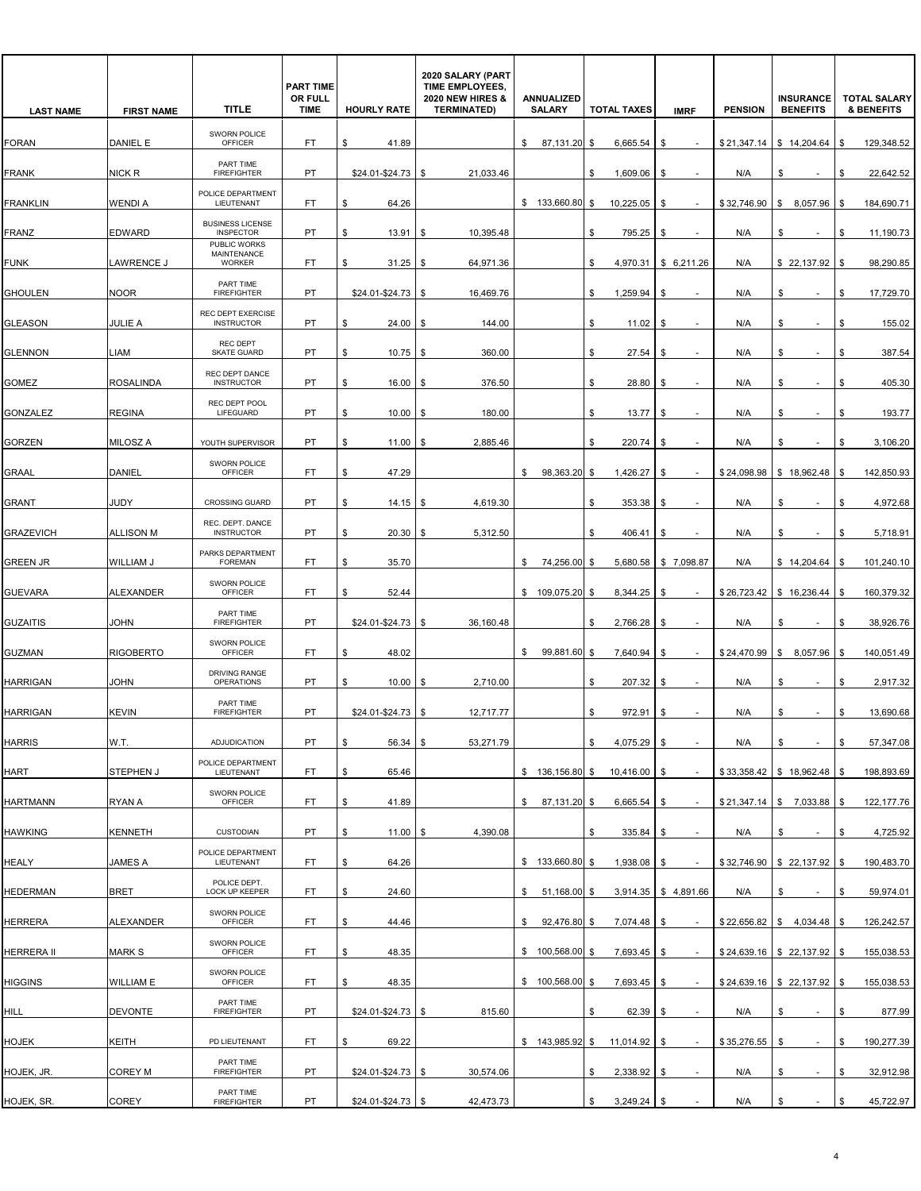| LAST NAME | FIRST NAME | TITLE | PART TIME OR FULL TIME | HOURLY RATE | 2020 SALARY (PART TIME EMPLOYEES, 2020 NEW HIRES & TERMINATED) | ANNUALIZED SALARY | TOTAL TAXES | IMRF | PENSION | INSURANCE BENEFITS | TOTAL SALARY & BENEFITS |
|---|---|---|---|---|---|---|---|---|---|---|---|
| FORAN | DANIEL E | SWORN POLICE OFFICER | FT | $ 41.89 | | $ 87,131.20 | $ 6,665.54 | $ - | $ 21,347.14 | $ 14,204.64 | $ 129,348.52 |
| FRANK | NICK R | PART TIME FIREFIGHTER | PT | $24.01-$24.73 | $ 21,033.46 | | $ 1,609.06 | $ - | N/A | $ - | $ 22,642.52 |
| FRANKLIN | WENDI A | POLICE DEPARTMENT LIEUTENANT | FT | $ 64.26 | | $ 133,660.80 | $ 10,225.05 | $ - | $ 32,746.90 | $ 8,057.96 | $ 184,690.71 |
| FRANZ | EDWARD | BUSINESS LICENSE INSPECTOR | PT | $ 13.91 | $ 10,395.48 | | $ 795.25 | $ - | N/A | $ - | $ 11,190.73 |
| FUNK | LAWRENCE J | PUBLIC WORKS MAINTENANCE WORKER | FT | $ 31.25 | $ 64,971.36 | | $ 4,970.31 | $ 6,211.26 | N/A | $ 22,137.92 | $ 98,290.85 |
| GHOULEN | NOOR | PART TIME FIREFIGHTER | PT | $24.01-$24.73 | $ 16,469.76 | | $ 1,259.94 | $ - | N/A | $ - | $ 17,729.70 |
| GLEASON | JULIE A | REC DEPT EXERCISE INSTRUCTOR | PT | $ 24.00 | $ 144.00 | | $ 11.02 | $ - | N/A | $ - | $ 155.02 |
| GLENNON | LIAM | REC DEPT SKATE GUARD | PT | $ 10.75 | $ 360.00 | | $ 27.54 | $ - | N/A | $ - | $ 387.54 |
| GOMEZ | ROSALINDA | REC DEPT DANCE INSTRUCTOR | PT | $ 16.00 | $ 376.50 | | $ 28.80 | $ - | N/A | $ - | $ 405.30 |
| GONZALEZ | REGINA | REC DEPT POOL LIFEGUARD | PT | $ 10.00 | $ 180.00 | | $ 13.77 | $ - | N/A | $ - | $ 193.77 |
| GORZEN | MILOSZ A | YOUTH SUPERVISOR | PT | $ 11.00 | $ 2,885.46 | | $ 220.74 | $ - | N/A | $ - | $ 3,106.20 |
| GRAAL | DANIEL | SWORN POLICE OFFICER | FT | $ 47.29 | | $ 98,363.20 | $ 1,426.27 | $ - | $ 24,098.98 | $ 18,962.48 | $ 142,850.93 |
| GRANT | JUDY | CROSSING GUARD | PT | $ 14.15 | $ 4,619.30 | | $ 353.38 | $ - | N/A | $ - | $ 4,972.68 |
| GRAZEVICH | ALLISON M | REC. DEPT. DANCE INSTRUCTOR | PT | $ 20.30 | $ 5,312.50 | | $ 406.41 | $ - | N/A | $ - | $ 5,718.91 |
| GREEN JR | WILLIAM J | PARKS DEPARTMENT FOREMAN | FT | $ 35.70 | | $ 74,256.00 | $ 5,680.58 | $ 7,098.87 | N/A | $ 14,204.64 | $ 101,240.10 |
| GUEVARA | ALEXANDER | SWORN POLICE OFFICER | FT | $ 52.44 | | $ 109,075.20 | $ 8,344.25 | $ - | $ 26,723.42 | $ 16,236.44 | $ 160,379.32 |
| GUZAITIS | JOHN | PART TIME FIREFIGHTER | PT | $24.01-$24.73 | $ 36,160.48 | | $ 2,766.28 | $ - | N/A | $ - | $ 38,926.76 |
| GUZMAN | RIGOBERTO | SWORN POLICE OFFICER | FT | $ 48.02 | | $ 99,881.60 | $ 7,640.94 | $ - | $ 24,470.99 | $ 8,057.96 | $ 140,051.49 |
| HARRIGAN | JOHN | DRIVING RANGE OPERATIONS | PT | $ 10.00 | $ 2,710.00 | | $ 207.32 | $ - | N/A | $ - | $ 2,917.32 |
| HARRIGAN | KEVIN | PART TIME FIREFIGHTER | PT | $24.01-$24.73 | $ 12,717.77 | | $ 972.91 | $ - | N/A | $ - | $ 13,690.68 |
| HARRIS | W.T. | ADJUDICATION | PT | $ 56.34 | $ 53,271.79 | | $ 4,075.29 | $ - | N/A | $ - | $ 57,347.08 |
| HART | STEPHEN J | POLICE DEPARTMENT LIEUTENANT | FT | $ 65.46 | | $ 136,156.80 | $ 10,416.00 | $ - | $ 33,358.42 | $ 18,962.48 | $ 198,893.69 |
| HARTMANN | RYAN A | SWORN POLICE OFFICER | FT | $ 41.89 | | $ 87,131.20 | $ 6,665.54 | $ - | $ 21,347.14 | $ 7,033.88 | $ 122,177.76 |
| HAWKING | KENNETH | CUSTODIAN | PT | $ 11.00 | $ 4,390.08 | | $ 335.84 | $ - | N/A | $ - | $ 4,725.92 |
| HEALY | JAMES A | POLICE DEPARTMENT LIEUTENANT | FT | $ 64.26 | | $ 133,660.80 | $ 1,938.08 | $ - | $ 32,746.90 | $ 22,137.92 | $ 190,483.70 |
| HEDERMAN | BRET | POLICE DEPT. LOCK UP KEEPER | FT | $ 24.60 | | $ 51,168.00 | $ 3,914.35 | $ 4,891.66 | N/A | $ - | $ 59,974.01 |
| HERRERA | ALEXANDER | SWORN POLICE OFFICER | FT | $ 44.46 | | $ 92,476.80 | $ 7,074.48 | $ - | $ 22,656.82 | $ 4,034.48 | $ 126,242.57 |
| HERRERA II | MARK S | SWORN POLICE OFFICER | FT | $ 48.35 | | $ 100,568.00 | $ 7,693.45 | $ - | $ 24,639.16 | $ 22,137.92 | $ 155,038.53 |
| HIGGINS | WILLIAM E | SWORN POLICE OFFICER | FT | $ 48.35 | | $ 100,568.00 | $ 7,693.45 | $ - | $ 24,639.16 | $ 22,137.92 | $ 155,038.53 |
| HILL | DEVONTE | PART TIME FIREFIGHTER | PT | $24.01-$24.73 | $ 815.60 | | $ 62.39 | $ - | N/A | $ - | $ 877.99 |
| HOJEK | KEITH | PD LIEUTENANT | FT | $ 69.22 | | $ 143,985.92 | $ 11,014.92 | $ - | $ 35,276.55 | $ - | $ 190,277.39 |
| HOJEK, JR. | COREY M | PART TIME FIREFIGHTER | PT | $24.01-$24.73 | $ 30,574.06 | | $ 2,338.92 | $ - | N/A | $ - | $ 32,912.98 |
| HOJEK, SR. | COREY | PART TIME FIREFIGHTER | PT | $24.01-$24.73 | $ 42,473.73 | | $ 3,249.24 | $ - | N/A | $ - | $ 45,722.97 |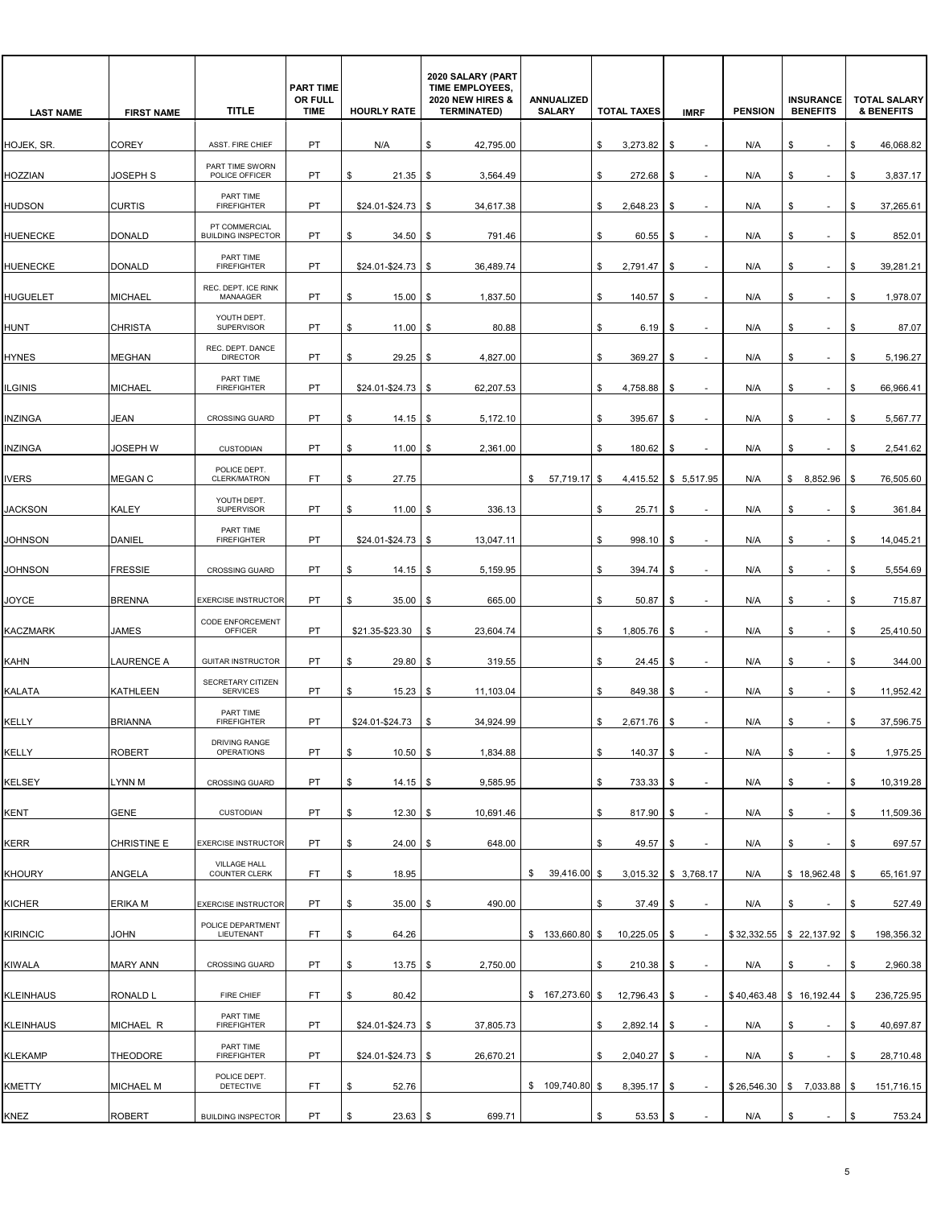| LAST NAME | FIRST NAME | TITLE | PART TIME OR FULL TIME | HOURLY RATE | 2020 SALARY (PART TIME EMPLOYEES, 2020 NEW HIRES & TERMINATED) | ANNUALIZED SALARY | TOTAL TAXES | IMRF | PENSION | INSURANCE BENEFITS | TOTAL SALARY & BENEFITS |
|---|---|---|---|---|---|---|---|---|---|---|---|
| HOJEK, SR. | COREY | ASST. FIRE CHIEF | PT | N/A | $ 42,795.00 | | $ 3,273.82 | $ - | N/A | $ - | $ 46,068.82 |
| HOZZIAN | JOSEPH S | PART TIME SWORN POLICE OFFICER | PT | $ 21.35 | $ 3,564.49 | | $ 272.68 | $ - | N/A | $ - | $ 3,837.17 |
| HUDSON | CURTIS | PART TIME FIREFIGHTER | PT | $24.01-$24.73 | $ 34,617.38 | | $ 2,648.23 | $ - | N/A | $ - | $ 37,265.61 |
| HUENECKE | DONALD | PT COMMERCIAL BUILDING INSPECTOR | PT | $ 34.50 | $ 791.46 | | $ 60.55 | $ - | N/A | $ - | $ 852.01 |
| HUENECKE | DONALD | PART TIME FIREFIGHTER | PT | $24.01-$24.73 | $ 36,489.74 | | $ 2,791.47 | $ - | N/A | $ - | $ 39,281.21 |
| HUGUELET | MICHAEL | REC. DEPT. ICE RINK MANAAGER | PT | $ 15.00 | $ 1,837.50 | | $ 140.57 | $ - | N/A | $ - | $ 1,978.07 |
| HUNT | CHRISTA | YOUTH DEPT. SUPERVISOR | PT | $ 11.00 | $ 80.88 | | $ 6.19 | $ - | N/A | $ - | $ 87.07 |
| HYNES | MEGHAN | REC. DEPT. DANCE DIRECTOR | PT | $ 29.25 | $ 4,827.00 | | $ 369.27 | $ - | N/A | $ - | $ 5,196.27 |
| ILGINIS | MICHAEL | PART TIME FIREFIGHTER | PT | $24.01-$24.73 | $ 62,207.53 | | $ 4,758.88 | $ - | N/A | $ - | $ 66,966.41 |
| INZINGA | JEAN | CROSSING GUARD | PT | $ 14.15 | $ 5,172.10 | | $ 395.67 | $ - | N/A | $ - | $ 5,567.77 |
| INZINGA | JOSEPH W | CUSTODIAN | PT | $ 11.00 | $ 2,361.00 | | $ 180.62 | $ - | N/A | $ - | $ 2,541.62 |
| IVERS | MEGAN C | POLICE DEPT. CLERK/MATRON | FT | $ 27.75 | | $ 57,719.17 | $ 4,415.52 | $ 5,517.95 | N/A | $ 8,852.96 | $ 76,505.60 |
| JACKSON | KALEY | YOUTH DEPT. SUPERVISOR | PT | $ 11.00 | $ 336.13 | | $ 25.71 | $ - | N/A | $ - | $ 361.84 |
| JOHNSON | DANIEL | PART TIME FIREFIGHTER | PT | $24.01-$24.73 | $ 13,047.11 | | $ 998.10 | $ - | N/A | $ - | $ 14,045.21 |
| JOHNSON | FRESSIE | CROSSING GUARD | PT | $ 14.15 | $ 5,159.95 | | $ 394.74 | $ - | N/A | $ - | $ 5,554.69 |
| JOYCE | BRENNA | EXERCISE INSTRUCTOR | PT | $ 35.00 | $ 665.00 | | $ 50.87 | $ - | N/A | $ - | $ 715.87 |
| KACZMARK | JAMES | CODE ENFORCEMENT OFFICER | PT | $21.35-$23.30 | $ 23,604.74 | | $ 1,805.76 | $ - | N/A | $ - | $ 25,410.50 |
| KAHN | LAURENCE A | GUITAR INSTRUCTOR | PT | $ 29.80 | $ 319.55 | | $ 24.45 | $ - | N/A | $ - | $ 344.00 |
| KALATA | KATHLEEN | SECRETARY CITIZEN SERVICES | PT | $ 15.23 | $ 11,103.04 | | $ 849.38 | $ - | N/A | $ - | $ 11,952.42 |
| KELLY | BRIANNA | PART TIME FIREFIGHTER | PT | $24.01-$24.73 | $ 34,924.99 | | $ 2,671.76 | $ - | N/A | $ - | $ 37,596.75 |
| KELLY | ROBERT | DRIVING RANGE OPERATIONS | PT | $ 10.50 | $ 1,834.88 | | $ 140.37 | $ - | N/A | $ - | $ 1,975.25 |
| KELSEY | LYNN M | CROSSING GUARD | PT | $ 14.15 | $ 9,585.95 | | $ 733.33 | $ - | N/A | $ - | $ 10,319.28 |
| KENT | GENE | CUSTODIAN | PT | $ 12.30 | $ 10,691.46 | | $ 817.90 | $ - | N/A | $ - | $ 11,509.36 |
| KERR | CHRISTINE E | EXERCISE INSTRUCTOR | PT | $ 24.00 | $ 648.00 | | $ 49.57 | $ - | N/A | $ - | $ 697.57 |
| KHOURY | ANGELA | VILLAGE HALL COUNTER CLERK | FT | $ 18.95 | | $ 39,416.00 | $ 3,015.32 | $ 3,768.17 | N/A | $ 18,962.48 | $ 65,161.97 |
| KICHER | ERIKA M | EXERCISE INSTRUCTOR | PT | $ 35.00 | $ 490.00 | | $ 37.49 | $ - | N/A | $ - | $ 527.49 |
| KIRINCIC | JOHN | POLICE DEPARTMENT LIEUTENANT | FT | $ 64.26 | | $ 133,660.80 | $ 10,225.05 | $ - | $ 32,332.55 | $ 22,137.92 | $ 198,356.32 |
| KIWALA | MARY ANN | CROSSING GUARD | PT | $ 13.75 | $ 2,750.00 | | $ 210.38 | $ - | N/A | $ - | $ 2,960.38 |
| KLEINHAUS | RONALD L | FIRE CHIEF | FT | $ 80.42 | | $ 167,273.60 | $ 12,796.43 | $ - | $ 40,463.48 | $ 16,192.44 | $ 236,725.95 |
| KLEINHAUS | MICHAEL R | PART TIME FIREFIGHTER | PT | $24.01-$24.73 | $ 37,805.73 | | $ 2,892.14 | $ - | N/A | $ - | $ 40,697.87 |
| KLEKAMP | THEODORE | PART TIME FIREFIGHTER | PT | $24.01-$24.73 | $ 26,670.21 | | $ 2,040.27 | $ - | N/A | $ - | $ 28,710.48 |
| KMETTY | MICHAEL M | POLICE DEPT. DETECTIVE | FT | $ 52.76 | | $ 109,740.80 | $ 8,395.17 | $ - | $ 26,546.30 | $ 7,033.88 | $ 151,716.15 |
| KNEZ | ROBERT | BUILDING INSPECTOR | PT | $ 23.63 | $ 699.71 | | $ 53.53 | $ - | N/A | $ - | $ 753.24 |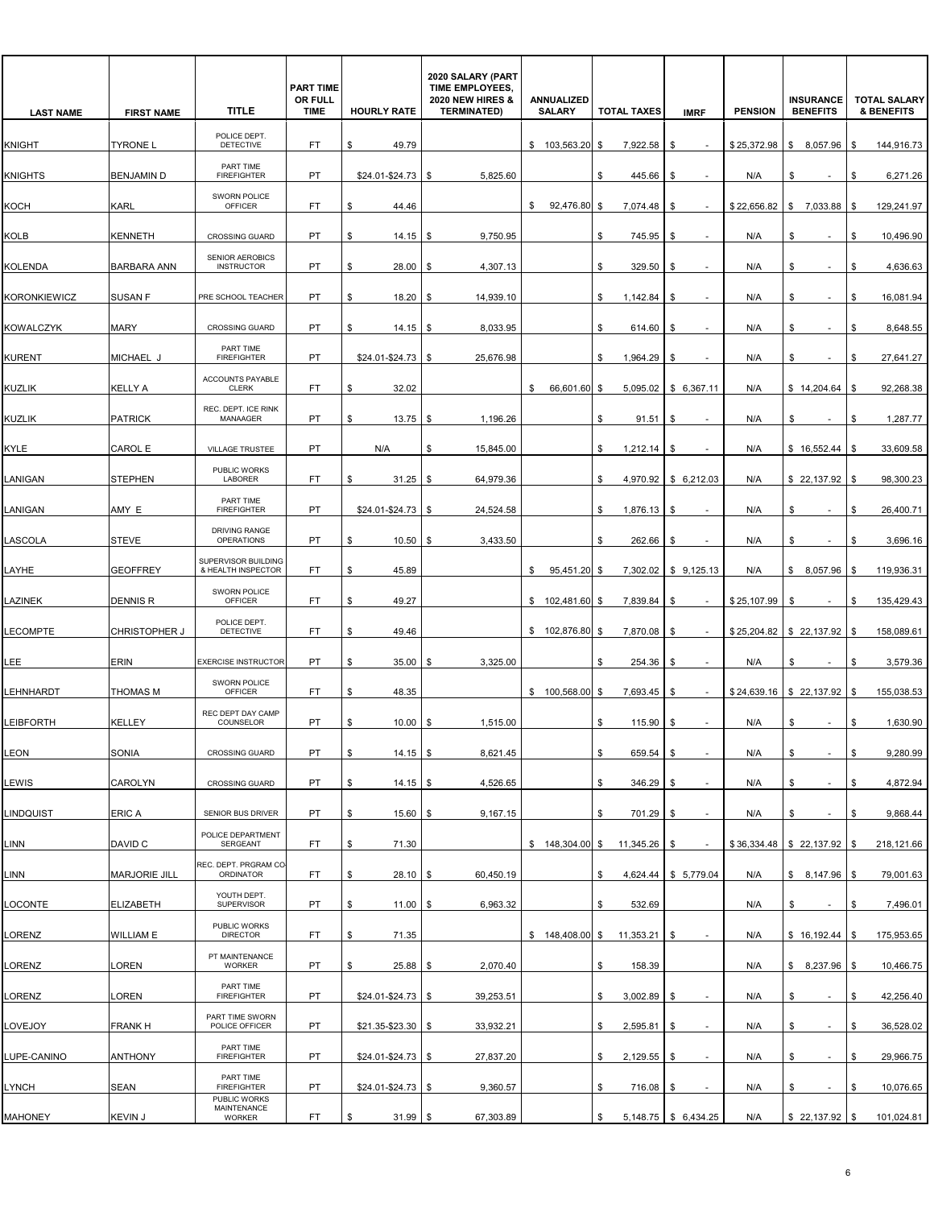| LAST NAME | FIRST NAME | TITLE | PART TIME OR FULL TIME | HOURLY RATE | 2020 SALARY (PART TIME EMPLOYEES, 2020 NEW HIRES & TERMINATED) | ANNUALIZED SALARY | TOTAL TAXES | IMRF | PENSION | INSURANCE BENEFITS | TOTAL SALARY & BENEFITS |
|---|---|---|---|---|---|---|---|---|---|---|---|
| KNIGHT | TYRONE L | POLICE DEPT. DETECTIVE | FT | $ 49.79 | | $ 103,563.20 | $ 7,922.58 | $ - | $ 25,372.98 | $ 8,057.96 | $ 144,916.73 |
| KNIGHTS | BENJAMIN D | PART TIME FIREFIGHTER | PT | $24.01-$24.73 | $ 5,825.60 | | $ 445.66 | $ - | N/A | $ - | $ 6,271.26 |
| KOCH | KARL | SWORN POLICE OFFICER | FT | $ 44.46 | | $ 92,476.80 | $ 7,074.48 | $ - | $ 22,656.82 | $ 7,033.88 | $ 129,241.97 |
| KOLB | KENNETH | CROSSING GUARD | PT | $ 14.15 | $ 9,750.95 | | $ 745.95 | $ - | N/A | $ - | $ 10,496.90 |
| KOLENDA | BARBARA ANN | SENIOR AEROBICS INSTRUCTOR | PT | $ 28.00 | $ 4,307.13 | | $ 329.50 | $ - | N/A | $ - | $ 4,636.63 |
| KORONKIEWICZ | SUSAN F | PRE SCHOOL TEACHER | PT | $ 18.20 | $ 14,939.10 | | $ 1,142.84 | $ - | N/A | $ - | $ 16,081.94 |
| KOWALCZYK | MARY | CROSSING GUARD | PT | $ 14.15 | $ 8,033.95 | | $ 614.60 | $ - | N/A | $ - | $ 8,648.55 |
| KURENT | MICHAEL J | PART TIME FIREFIGHTER | PT | $24.01-$24.73 | $ 25,676.98 | | $ 1,964.29 | $ - | N/A | $ - | $ 27,641.27 |
| KUZLIK | KELLY A | ACCOUNTS PAYABLE CLERK | FT | $ 32.02 | | $ 66,601.60 | $ 5,095.02 | $ 6,367.11 | N/A | $ 14,204.64 | $ 92,268.38 |
| KUZLIK | PATRICK | REC. DEPT. ICE RINK MANAAGER | PT | $ 13.75 | $ 1,196.26 | | $ 91.51 | $ - | N/A | $ - | $ 1,287.77 |
| KYLE | CAROL E | VILLAGE TRUSTEE | PT | N/A | $ 15,845.00 | | $ 1,212.14 | $ - | N/A | $ 16,552.44 | $ 33,609.58 |
| LANIGAN | STEPHEN | PUBLIC WORKS LABORER | FT | $ 31.25 | $ 64,979.36 | | $ 4,970.92 | $ 6,212.03 | N/A | $ 22,137.92 | $ 98,300.23 |
| LANIGAN | AMY E | PART TIME FIREFIGHTER | PT | $24.01-$24.73 | $ 24,524.58 | | $ 1,876.13 | $ - | N/A | $ - | $ 26,400.71 |
| LASCOLA | STEVE | DRIVING RANGE OPERATIONS | PT | $ 10.50 | $ 3,433.50 | | $ 262.66 | $ - | N/A | $ - | $ 3,696.16 |
| LAYHE | GEOFFREY | SUPERVISOR BUILDING & HEALTH INSPECTOR | FT | $ 45.89 | | $ 95,451.20 | $ 7,302.02 | $ 9,125.13 | N/A | $ 8,057.96 | $ 119,936.31 |
| LAZINEK | DENNIS R | SWORN POLICE OFFICER | FT | $ 49.27 | | $ 102,481.60 | $ 7,839.84 | $ - | $ 25,107.99 | $ - | $ 135,429.43 |
| LECOMPTE | CHRISTOPHER J | POLICE DEPT. DETECTIVE | FT | $ 49.46 | | $ 102,876.80 | $ 7,870.08 | $ - | $ 25,204.82 | $ 22,137.92 | $ 158,089.61 |
| LEE | ERIN | EXERCISE INSTRUCTOR | PT | $ 35.00 | $ 3,325.00 | | $ 254.36 | $ - | N/A | $ - | $ 3,579.36 |
| LEHNHARDT | THOMAS M | SWORN POLICE OFFICER | FT | $ 48.35 | | $ 100,568.00 | $ 7,693.45 | $ - | $ 24,639.16 | $ 22,137.92 | $ 155,038.53 |
| LEIBFORTH | KELLEY | REC DEPT DAY CAMP COUNSELOR | PT | $ 10.00 | $ 1,515.00 | | $ 115.90 | $ - | N/A | $ - | $ 1,630.90 |
| LEON | SONIA | CROSSING GUARD | PT | $ 14.15 | $ 8,621.45 | | $ 659.54 | $ - | N/A | $ - | $ 9,280.99 |
| LEWIS | CAROLYN | CROSSING GUARD | PT | $ 14.15 | $ 4,526.65 | | $ 346.29 | $ - | N/A | $ - | $ 4,872.94 |
| LINDQUIST | ERIC A | SENIOR BUS DRIVER | PT | $ 15.60 | $ 9,167.15 | | $ 701.29 | $ - | N/A | $ - | $ 9,868.44 |
| LINN | DAVID C | POLICE DEPARTMENT SERGEANT | FT | $ 71.30 | | $ 148,304.00 | $ 11,345.26 | $ - | $ 36,334.48 | $ 22,137.92 | $ 218,121.66 |
| LINN | MARJORIE JILL | REC. DEPT. PRGRAM CO-ORDINATOR | FT | $ 28.10 | $ 60,450.19 | | $ 4,624.44 | $ 5,779.04 | N/A | $ 8,147.96 | $ 79,001.63 |
| LOCONTE | ELIZABETH | YOUTH DEPT. SUPERVISOR | PT | $ 11.00 | $ 6,963.32 | | $ 532.69 | | N/A | $ - | $ 7,496.01 |
| LORENZ | WILLIAM E | PUBLIC WORKS DIRECTOR | FT | $ 71.35 | | $ 148,408.00 | $ 11,353.21 | $ - | N/A | $ 16,192.44 | $ 175,953.65 |
| LORENZ | LOREN | PT MAINTENANCE WORKER | PT | $ 25.88 | $ 2,070.40 | | $ 158.39 | | N/A | $ 8,237.96 | $ 10,466.75 |
| LORENZ | LOREN | PART TIME FIREFIGHTER | PT | $24.01-$24.73 | $ 39,253.51 | | $ 3,002.89 | $ - | N/A | $ - | $ 42,256.40 |
| LOVEJOY | FRANK H | PART TIME SWORN POLICE OFFICER | PT | $21.35-$23.30 | $ 33,932.21 | | $ 2,595.81 | $ - | N/A | $ - | $ 36,528.02 |
| LUPE-CANINO | ANTHONY | PART TIME FIREFIGHTER | PT | $24.01-$24.73 | $ 27,837.20 | | $ 2,129.55 | $ - | N/A | $ - | $ 29,966.75 |
| LYNCH | SEAN | PART TIME FIREFIGHTER | PT | $24.01-$24.73 | $ 9,360.57 | | $ 716.08 | $ - | N/A | $ - | $ 10,076.65 |
| MAHONEY | KEVIN J | PUBLIC WORKS MAINTENANCE WORKER | FT | $ 31.99 | $ 67,303.89 | | $ 5,148.75 | $ 6,434.25 | N/A | $ 22,137.92 | $ 101,024.81 |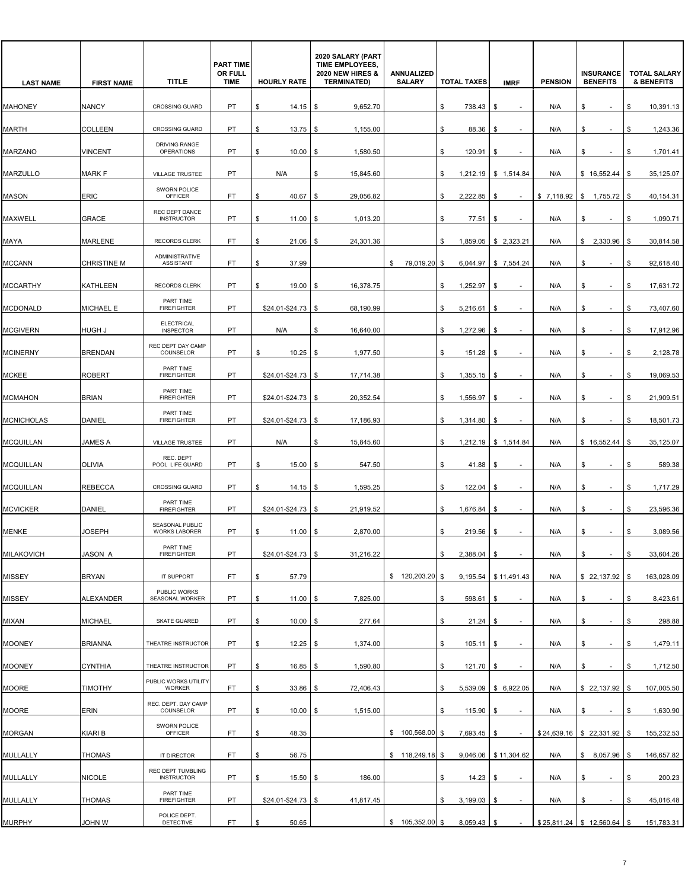| LAST NAME | FIRST NAME | TITLE | PART TIME OR FULL TIME | HOURLY RATE | 2020 SALARY (PART TIME EMPLOYEES, 2020 NEW HIRES & TERMINATED) | ANNUALIZED SALARY | TOTAL TAXES | IMRF | PENSION | INSURANCE BENEFITS | TOTAL SALARY & BENEFITS |
|---|---|---|---|---|---|---|---|---|---|---|---|
| MAHONEY | NANCY | CROSSING GUARD | PT | $ 14.15 | $ 9,652.70 | | $ 738.43 | $ - | N/A | $ - | $ 10,391.13 |
| MARTH | COLLEEN | CROSSING GUARD | PT | $ 13.75 | $ 1,155.00 | | $ 88.36 | $ - | N/A | $ - | $ 1,243.36 |
| MARZANO | VINCENT | DRIVING RANGE OPERATIONS | PT | $ 10.00 | $ 1,580.50 | | $ 120.91 | $ - | N/A | $ - | $ 1,701.41 |
| MARZULLO | MARK F | VILLAGE TRUSTEE | PT | N/A | $ 15,845.60 | | $ 1,212.19 | $ 1,514.84 | N/A | $ 16,552.44 | $ 35,125.07 |
| MASON | ERIC | SWORN POLICE OFFICER | FT | $ 40.67 | $ 29,056.82 | | $ 2,222.85 | $ - | $ 7,118.92 | $ 1,755.72 | $ 40,154.31 |
| MAXWELL | GRACE | REC DEPT DANCE INSTRUCTOR | PT | $ 11.00 | $ 1,013.20 | | $ 77.51 | $ - | N/A | $ - | $ 1,090.71 |
| MAYA | MARLENE | RECORDS CLERK | FT | $ 21.06 | $ 24,301.36 | | $ 1,859.05 | $ 2,323.21 | N/A | $ 2,330.96 | $ 30,814.58 |
| MCCANN | CHRISTINE M | ADMINISTRATIVE ASSISTANT | FT | $ 37.99 | | $ 79,019.20 | $ 6,044.97 | $ 7,554.24 | N/A | $ - | $ 92,618.40 |
| MCCARTHY | KATHLEEN | RECORDS CLERK | PT | $ 19.00 | $ 16,378.75 | | $ 1,252.97 | $ - | N/A | $ - | $ 17,631.72 |
| MCDONALD | MICHAEL E | PART TIME FIREFIGHTER | PT | $24.01-$24.73 | $ 68,190.99 | | $ 5,216.61 | $ - | N/A | $ - | $ 73,407.60 |
| MCGIVERN | HUGH J | ELECTRICAL INSPECTOR | PT | N/A | $ 16,640.00 | | $ 1,272.96 | $ - | N/A | $ - | $ 17,912.96 |
| MCINERNY | BRENDAN | REC DEPT DAY CAMP COUNSELOR | PT | $ 10.25 | $ 1,977.50 | | $ 151.28 | $ - | N/A | $ - | $ 2,128.78 |
| MCKEE | ROBERT | PART TIME FIREFIGHTER | PT | $24.01-$24.73 | $ 17,714.38 | | $ 1,355.15 | $ - | N/A | $ - | $ 19,069.53 |
| MCMAHON | BRIAN | PART TIME FIREFIGHTER | PT | $24.01-$24.73 | $ 20,352.54 | | $ 1,556.97 | $ - | N/A | $ - | $ 21,909.51 |
| MCNICHOLAS | DANIEL | PART TIME FIREFIGHTER | PT | $24.01-$24.73 | $ 17,186.93 | | $ 1,314.80 | $ - | N/A | $ - | $ 18,501.73 |
| MCQUILLAN | JAMES A | VILLAGE TRUSTEE | PT | N/A | $ 15,845.60 | | $ 1,212.19 | $ 1,514.84 | N/A | $ 16,552.44 | $ 35,125.07 |
| MCQUILLAN | OLIVIA | REC. DEPT POOL LIFE GUARD | PT | $ 15.00 | $ 547.50 | | $ 41.88 | $ - | N/A | $ - | $ 589.38 |
| MCQUILLAN | REBECCA | CROSSING GUARD | PT | $ 14.15 | $ 1,595.25 | | $ 122.04 | $ - | N/A | $ - | $ 1,717.29 |
| MCVICKER | DANIEL | PART TIME FIREFIGHTER | PT | $24.01-$24.73 | $ 21,919.52 | | $ 1,676.84 | $ - | N/A | $ - | $ 23,596.36 |
| MENKE | JOSEPH | SEASONAL PUBLIC WORKS LABORER | PT | $ 11.00 | $ 2,870.00 | | $ 219.56 | $ - | N/A | $ - | $ 3,089.56 |
| MILAKOVICH | JASON A | PART TIME FIREFIGHTER | PT | $24.01-$24.73 | $ 31,216.22 | | $ 2,388.04 | $ - | N/A | $ - | $ 33,604.26 |
| MISSEY | BRYAN | IT SUPPORT | FT | $ 57.79 | | $ 120,203.20 | $ 9,195.54 | $ 11,491.43 | N/A | $ 22,137.92 | $ 163,028.09 |
| MISSEY | ALEXANDER | PUBLIC WORKS SEASONAL WORKER | PT | $ 11.00 | $ 7,825.00 | | $ 598.61 | $ - | N/A | $ - | $ 8,423.61 |
| MIXAN | MICHAEL | SKATE GUARED | PT | $ 10.00 | $ 277.64 | | $ 21.24 | $ - | N/A | $ - | $ 298.88 |
| MOONEY | BRIANNA | THEATRE INSTRUCTOR | PT | $ 12.25 | $ 1,374.00 | | $ 105.11 | $ - | N/A | $ - | $ 1,479.11 |
| MOONEY | CYNTHIA | THEATRE INSTRUCTOR | PT | $ 16.85 | $ 1,590.80 | | $ 121.70 | $ - | N/A | $ - | $ 1,712.50 |
| MOORE | TIMOTHY | PUBLIC WORKS UTILITY WORKER | FT | $ 33.86 | $ 72,406.43 | | $ 5,539.09 | $ 6,922.05 | N/A | $ 22,137.92 | $ 107,005.50 |
| MOORE | ERIN | REC. DEPT. DAY CAMP COUNSELOR | PT | $ 10.00 | $ 1,515.00 | | $ 115.90 | $ - | N/A | $ - | $ 1,630.90 |
| MORGAN | KIARI B | SWORN POLICE OFFICER | FT | $ 48.35 | | $ 100,568.00 | $ 7,693.45 | $ - | $ 24,639.16 | $ 22,331.92 | $ 155,232.53 |
| MULLALLY | THOMAS | IT DIRECTOR | FT | $ 56.75 | | $ 118,249.18 | $ 9,046.06 | $ 11,304.62 | N/A | $ 8,057.96 | $ 146,657.82 |
| MULLALLY | NICOLE | REC DEPT TUMBLING INSTRUCTOR | PT | $ 15.50 | $ 186.00 | | $ 14.23 | $ - | N/A | $ - | $ 200.23 |
| MULLALLY | THOMAS | PART TIME FIREFIGHTER | PT | $24.01-$24.73 | $ 41,817.45 | | $ 3,199.03 | $ - | N/A | $ - | $ 45,016.48 |
| MURPHY | JOHN W | POLICE DEPT. DETECTIVE | FT | $ 50.65 | | $ 105,352.00 | $ 8,059.43 | $ - | $ 25,811.24 | $ 12,560.64 | $ 151,783.31 |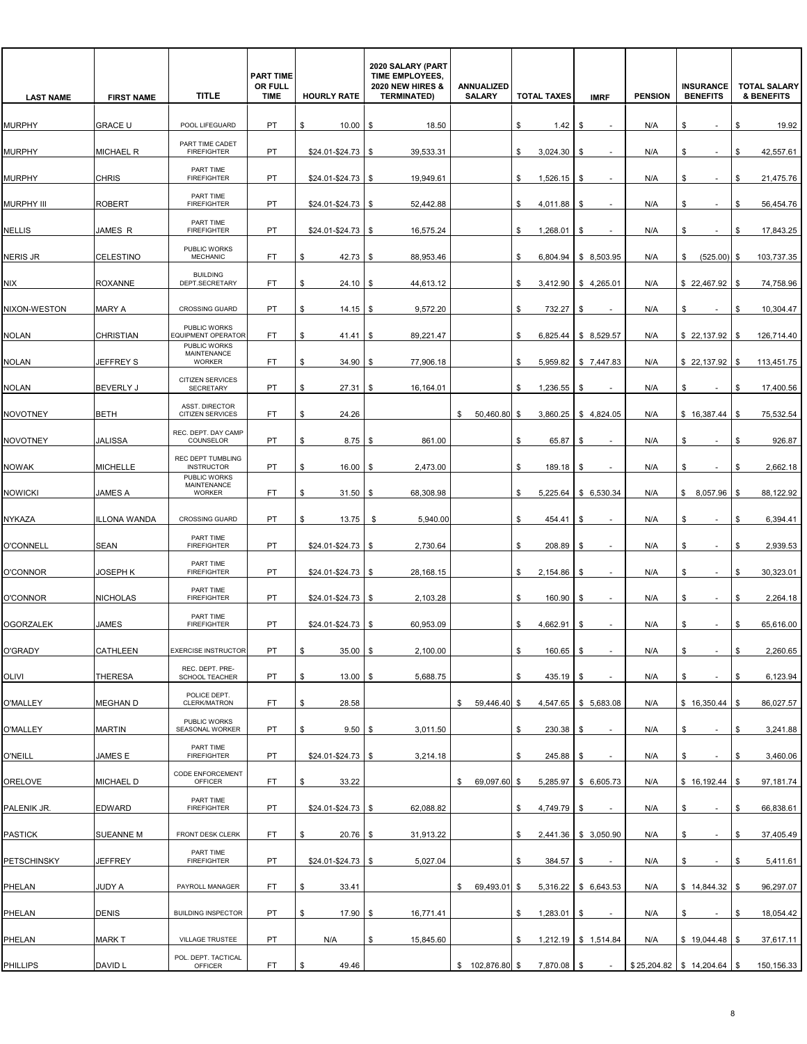| LAST NAME | FIRST NAME | TITLE | PART TIME OR FULL TIME | HOURLY RATE | 2020 SALARY (PART TIME EMPLOYEES, 2020 NEW HIRES & TERMINATED) | ANNUALIZED SALARY | TOTAL TAXES | IMRF | PENSION | INSURANCE BENEFITS | TOTAL SALARY & BENEFITS |
|---|---|---|---|---|---|---|---|---|---|---|---|
| MURPHY | GRACE U | POOL LIFEGUARD | PT | $ 10.00 | $ 18.50 | | $ 1.42 | $ - | N/A | $ - | $ 19.92 |
| MURPHY | MICHAEL R | PART TIME CADET FIREFIGHTER | PT | $24.01-$24.73 | $ 39,533.31 | | $ 3,024.30 | $ - | N/A | $ - | $ 42,557.61 |
| MURPHY | CHRIS | PART TIME FIREFIGHTER | PT | $24.01-$24.73 | $ 19,949.61 | | $ 1,526.15 | $ - | N/A | $ - | $ 21,475.76 |
| MURPHY III | ROBERT | PART TIME FIREFIGHTER | PT | $24.01-$24.73 | $ 52,442.88 | | $ 4,011.88 | $ - | N/A | $ - | $ 56,454.76 |
| NELLIS | JAMES R | PART TIME FIREFIGHTER | PT | $24.01-$24.73 | $ 16,575.24 | | $ 1,268.01 | $ - | N/A | $ - | $ 17,843.25 |
| NERIS JR | CELESTINO | PUBLIC WORKS MECHANIC | FT | $ 42.73 | $ 88,953.46 | | $ 6,804.94 | $ 8,503.95 | N/A | $ (525.00) | $ 103,737.35 |
| NIX | ROXANNE | BUILDING DEPT.SECRETARY | FT | $ 24.10 | $ 44,613.12 | | $ 3,412.90 | $ 4,265.01 | N/A | $ 22,467.92 | $ 74,758.96 |
| NIXON-WESTON | MARY A | CROSSING GUARD | PT | $ 14.15 | $ 9,572.20 | | $ 732.27 | $ - | N/A | $ - | $ 10,304.47 |
| NOLAN | CHRISTIAN | PUBLIC WORKS EQUIPMENT OPERATOR | FT | $ 41.41 | $ 89,221.47 | | $ 6,825.44 | $ 8,529.57 | N/A | $ 22,137.92 | $ 126,714.40 |
| NOLAN | JEFFREY S | PUBLIC WORKS MAINTENANCE WORKER | FT | $ 34.90 | $ 77,906.18 | | $ 5,959.82 | $ 7,447.83 | N/A | $ 22,137.92 | $ 113,451.75 |
| NOLAN | BEVERLY J | CITIZEN SERVICES SECRETARY | PT | $ 27.31 | $ 16,164.01 | | $ 1,236.55 | $ - | N/A | $ - | $ 17,400.56 |
| NOVOTNEY | BETH | ASST. DIRECTOR CITIZEN SERVICES | FT | $ 24.26 | | $ 50,460.80 | $ 3,860.25 | $ 4,824.05 | N/A | $ 16,387.44 | $ 75,532.54 |
| NOVOTNEY | JALISSA | REC. DEPT. DAY CAMP COUNSELOR | PT | $ 8.75 | $ 861.00 | | $ 65.87 | $ - | N/A | $ - | $ 926.87 |
| NOWAK | MICHELLE | REC DEPT TUMBLING INSTRUCTOR | PT | $ 16.00 | $ 2,473.00 | | $ 189.18 | $ - | N/A | $ - | $ 2,662.18 |
| NOWICKI | JAMES A | PUBLIC WORKS MAINTENANCE WORKER | FT | $ 31.50 | $ 68,308.98 | | $ 5,225.64 | $ 6,530.34 | N/A | $ 8,057.96 | $ 88,122.92 |
| NYKAZA | ILLONA WANDA | CROSSING GUARD | PT | $ 13.75 | $ 5,940.00 | | $ 454.41 | $ - | N/A | $ - | $ 6,394.41 |
| O'CONNELL | SEAN | PART TIME FIREFIGHTER | PT | $24.01-$24.73 | $ 2,730.64 | | $ 208.89 | $ - | N/A | $ - | $ 2,939.53 |
| O'CONNOR | JOSEPH K | PART TIME FIREFIGHTER | PT | $24.01-$24.73 | $ 28,168.15 | | $ 2,154.86 | $ - | N/A | $ - | $ 30,323.01 |
| O'CONNOR | NICHOLAS | PART TIME FIREFIGHTER | PT | $24.01-$24.73 | $ 2,103.28 | | $ 160.90 | $ - | N/A | $ - | $ 2,264.18 |
| OGORZALEK | JAMES | PART TIME FIREFIGHTER | PT | $24.01-$24.73 | $ 60,953.09 | | $ 4,662.91 | $ - | N/A | $ - | $ 65,616.00 |
| O'GRADY | CATHLEEN | EXERCISE INSTRUCTOR | PT | $ 35.00 | $ 2,100.00 | | $ 160.65 | $ - | N/A | $ - | $ 2,260.65 |
| OLIVI | THERESA | REC. DEPT. PRE-SCHOOL TEACHER | PT | $ 13.00 | $ 5,688.75 | | $ 435.19 | $ - | N/A | $ - | $ 6,123.94 |
| O'MALLEY | MEGHAN D | POLICE DEPT. CLERK/MATRON | FT | $ 28.58 | | $ 59,446.40 | $ 4,547.65 | $ 5,683.08 | N/A | $ 16,350.44 | $ 86,027.57 |
| O'MALLEY | MARTIN | PUBLIC WORKS SEASONAL WORKER | PT | $ 9.50 | $ 3,011.50 | | $ 230.38 | $ - | N/A | $ - | $ 3,241.88 |
| O'NEILL | JAMES E | PART TIME FIREFIGHTER | PT | $24.01-$24.73 | $ 3,214.18 | | $ 245.88 | $ - | N/A | $ - | $ 3,460.06 |
| ORELOVE | MICHAEL D | CODE ENFORCEMENT OFFICER | FT | $ 33.22 | | $ 69,097.60 | $ 5,285.97 | $ 6,605.73 | N/A | $ 16,192.44 | $ 97,181.74 |
| PALENIK JR. | EDWARD | PART TIME FIREFIGHTER | PT | $24.01-$24.73 | $ 62,088.82 | | $ 4,749.79 | $ - | N/A | $ - | $ 66,838.61 |
| PASTICK | SUEANNE M | FRONT DESK CLERK | FT | $ 20.76 | $ 31,913.22 | | $ 2,441.36 | $ 3,050.90 | N/A | $ - | $ 37,405.49 |
| PETSCHINSKY | JEFFREY | PART TIME FIREFIGHTER | PT | $24.01-$24.73 | $ 5,027.04 | | $ 384.57 | $ - | N/A | $ - | $ 5,411.61 |
| PHELAN | JUDY A | PAYROLL MANAGER | FT | $ 33.41 | | $ 69,493.01 | $ 5,316.22 | $ 6,643.53 | N/A | $ 14,844.32 | $ 96,297.07 |
| PHELAN | DENIS | BUILDING INSPECTOR | PT | $ 17.90 | $ 16,771.41 | | $ 1,283.01 | $ - | N/A | $ - | $ 18,054.42 |
| PHELAN | MARK T | VILLAGE TRUSTEE | PT | N/A | $ 15,845.60 | | $ 1,212.19 | $ 1,514.84 | N/A | $ 19,044.48 | $ 37,617.11 |
| PHILLIPS | DAVID L | POL. DEPT. TACTICAL OFFICER | FT | $ 49.46 | | $ 102,876.80 | $ 7,870.08 | $ - | $ 25,204.82 | $ 14,204.64 | $ 150,156.33 |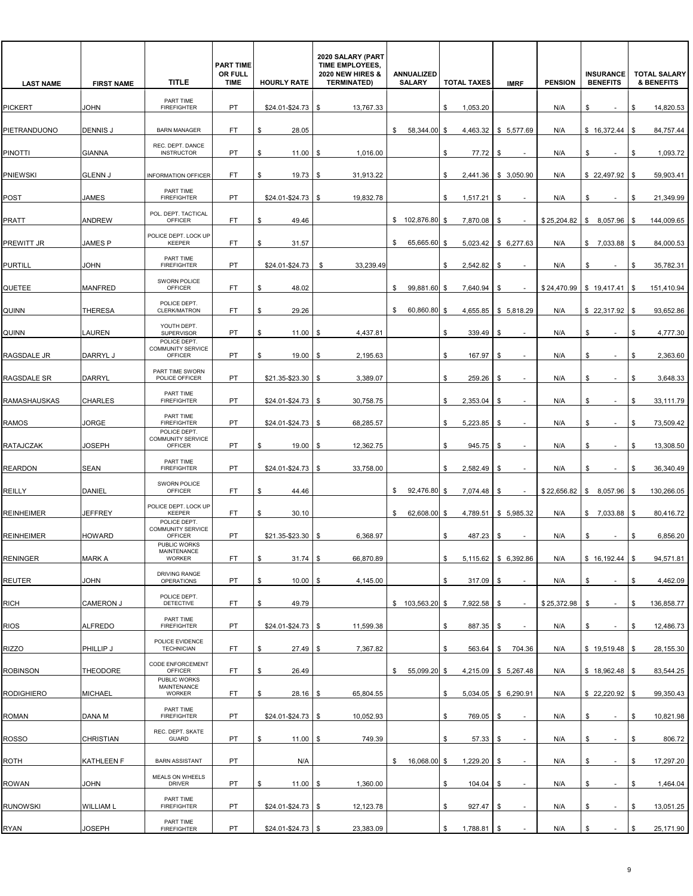| LAST NAME | FIRST NAME | TITLE | PART TIME OR FULL TIME | HOURLY RATE | 2020 SALARY (PART TIME EMPLOYEES, 2020 NEW HIRES & TERMINATED) | ANNUALIZED SALARY | TOTAL TAXES | IMRF | PENSION | INSURANCE BENEFITS | TOTAL SALARY & BENEFITS |
|---|---|---|---|---|---|---|---|---|---|---|---|
| PICKERT | JOHN | PART TIME FIREFIGHTER | PT | $24.01-$24.73 | $ 13,767.33 | | $ 1,053.20 | | N/A | $ - | $ 14,820.53 |
| PIETRANDUONO | DENNIS J | BARN MANAGER | FT | $ 28.05 | | $ 58,344.00 | $ 4,463.32 | $ 5,577.69 | N/A | $ 16,372.44 | $ 84,757.44 |
| PINOTTI | GIANNA | REC. DEPT. DANCE INSTRUCTOR | PT | $ 11.00 | $ 1,016.00 | | $ 77.72 | $ - | N/A | $ - | $ 1,093.72 |
| PNIEWSKI | GLENN J | INFORMATION OFFICER | FT | $ 19.73 | $ 31,913.22 | | $ 2,441.36 | $ 3,050.90 | N/A | $ 22,497.92 | $ 59,903.41 |
| POST | JAMES | PART TIME FIREFIGHTER | PT | $24.01-$24.73 | $ 19,832.78 | | $ 1,517.21 | $ - | N/A | $ - | $ 21,349.99 |
| PRATT | ANDREW | POL. DEPT. TACTICAL OFFICER | FT | $ 49.46 | | $ 102,876.80 | $ 7,870.08 | $ - | $ 25,204.82 | $ 8,057.96 | $ 144,009.65 |
| PREWITT JR | JAMES P | POLICE DEPT. LOCK UP KEEPER | FT | $ 31.57 | | $ 65,665.60 | $ 5,023.42 | $ 6,277.63 | N/A | $ 7,033.88 | $ 84,000.53 |
| PURTILL | JOHN | PART TIME FIREFIGHTER | PT | $24.01-$24.73 | $ 33,239.49 | | $ 2,542.82 | $ - | N/A | $ - | $ 35,782.31 |
| QUETEE | MANFRED | SWORN POLICE OFFICER | FT | $ 48.02 | | $ 99,881.60 | $ 7,640.94 | $ - | $ 24,470.99 | $ 19,417.41 | $ 151,410.94 |
| QUINN | THERESA | POLICE DEPT. CLERK/MATRON | FT | $ 29.26 | | $ 60,860.80 | $ 4,655.85 | $ 5,818.29 | N/A | $ 22,317.92 | $ 93,652.86 |
| QUINN | LAUREN | YOUTH DEPT. SUPERVISOR | PT | $ 11.00 | $ 4,437.81 | | $ 339.49 | $ - | N/A | $ - | $ 4,777.30 |
| RAGSDALE JR | DARRYL J | POLICE DEPT. COMMUNITY SERVICE OFFICER | PT | $ 19.00 | $ 2,195.63 | | $ 167.97 | $ - | N/A | $ - | $ 2,363.60 |
| RAGSDALE SR | DARRYL | PART TIME SWORN POLICE OFFICER | PT | $21.35-$23.30 | $ 3,389.07 | | $ 259.26 | $ - | N/A | $ - | $ 3,648.33 |
| RAMASHAUSKAS | CHARLES | PART TIME FIREFIGHTER | PT | $24.01-$24.73 | $ 30,758.75 | | $ 2,353.04 | $ - | N/A | $ - | $ 33,111.79 |
| RAMOS | JORGE | PART TIME FIREFIGHTER | PT | $24.01-$24.73 | $ 68,285.57 | | $ 5,223.85 | $ - | N/A | $ - | $ 73,509.42 |
| RATAJCZAK | JOSEPH | POLICE DEPT. COMMUNITY SERVICE OFFICER | PT | $ 19.00 | $ 12,362.75 | | $ 945.75 | $ - | N/A | $ - | $ 13,308.50 |
| REARDON | SEAN | PART TIME FIREFIGHTER | PT | $24.01-$24.73 | $ 33,758.00 | | $ 2,582.49 | $ - | N/A | $ - | $ 36,340.49 |
| REILLY | DANIEL | SWORN POLICE OFFICER | FT | $ 44.46 | | $ 92,476.80 | $ 7,074.48 | $ - | $ 22,656.82 | $ 8,057.96 | $ 130,266.05 |
| REINHEIMER | JEFFREY | POLICE DEPT. LOCK UP KEEPER | FT | $ 30.10 | | $ 62,608.00 | $ 4,789.51 | $ 5,985.32 | N/A | $ 7,033.88 | $ 80,416.72 |
| REINHEIMER | HOWARD | POLICE DEPT. COMMUNITY SERVICE OFFICER | PT | $21.35-$23.30 | $ 6,368.97 | | $ 487.23 | $ - | N/A | $ - | $ 6,856.20 |
| RENINGER | MARK A | PUBLIC WORKS MAINTENANCE WORKER | FT | $ 31.74 | $ 66,870.89 | | $ 5,115.62 | $ 6,392.86 | N/A | $ 16,192.44 | $ 94,571.81 |
| REUTER | JOHN | DRIVING RANGE OPERATIONS | PT | $ 10.00 | $ 4,145.00 | | $ 317.09 | $ - | N/A | $ - | $ 4,462.09 |
| RICH | CAMERON J | POLICE DEPT. DETECTIVE | FT | $ 49.79 | | $ 103,563.20 | $ 7,922.58 | $ - | $ 25,372.98 | $ - | $ 136,858.77 |
| RIOS | ALFREDO | PART TIME FIREFIGHTER | PT | $24.01-$24.73 | $ 11,599.38 | | $ 887.35 | $ - | N/A | $ - | $ 12,486.73 |
| RIZZO | PHILLIP J | POLICE EVIDENCE TECHNICIAN | FT | $ 27.49 | $ 7,367.82 | | $ 563.64 | $ 704.36 | N/A | $ 19,519.48 | $ 28,155.30 |
| ROBINSON | THEODORE | CODE ENFORCEMENT OFFICER | FT | $ 26.49 | | $ 55,099.20 | $ 4,215.09 | $ 5,267.48 | N/A | $ 18,962.48 | $ 83,544.25 |
| RODIGHIERO | MICHAEL | PUBLIC WORKS MAINTENANCE WORKER | FT | $ 28.16 | $ 65,804.55 | | $ 5,034.05 | $ 6,290.91 | N/A | $ 22,220.92 | $ 99,350.43 |
| ROMAN | DANA M | PART TIME FIREFIGHTER | PT | $24.01-$24.73 | $ 10,052.93 | | $ 769.05 | $ - | N/A | $ - | $ 10,821.98 |
| ROSSO | CHRISTIAN | REC. DEPT. SKATE GUARD | PT | $ 11.00 | $ 749.39 | | $ 57.33 | $ - | N/A | $ - | $ 806.72 |
| ROTH | KATHLEEN F | BARN ASSISTANT | PT | N/A | | $ 16,068.00 | $ 1,229.20 | $ - | N/A | $ - | $ 17,297.20 |
| ROWAN | JOHN | MEALS ON WHEELS DRIVER | PT | $ 11.00 | $ 1,360.00 | | $ 104.04 | $ - | N/A | $ - | $ 1,464.04 |
| RUNOWSKI | WILLIAM L | PART TIME FIREFIGHTER | PT | $24.01-$24.73 | $ 12,123.78 | | $ 927.47 | $ - | N/A | $ - | $ 13,051.25 |
| RYAN | JOSEPH | PART TIME FIREFIGHTER | PT | $24.01-$24.73 | $ 23,383.09 | | $ 1,788.81 | $ - | N/A | $ - | $ 25,171.90 |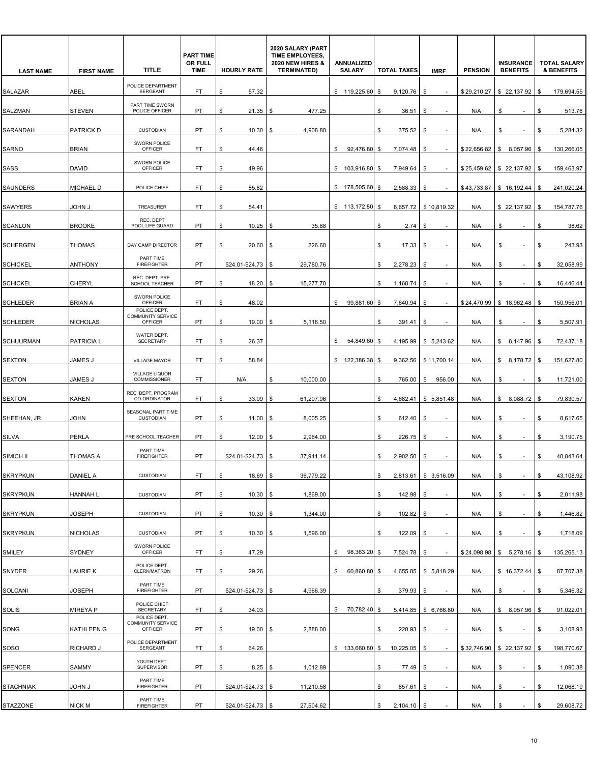| LAST NAME | FIRST NAME | TITLE | PART TIME OR FULL TIME | HOURLY RATE | 2020 SALARY (PART TIME EMPLOYEES, 2020 NEW HIRES & TERMINATED) | ANNUALIZED SALARY | TOTAL TAXES | IMRF | PENSION | INSURANCE BENEFITS | TOTAL SALARY & BENEFITS |
|---|---|---|---|---|---|---|---|---|---|---|---|
| SALAZAR | ABEL | POLICE DEPARTMENT SERGEANT | FT | $ 57.32 | | $ 119,225.60 | $ 9,120.76 | $ - | $ 29,210.27 | $ 22,137.92 | $ 179,694.55 |
| SALZMAN | STEVEN | PART TIME SWORN POLICE OFFICER | PT | $ 21.35 | $ 477.25 | | $ 36.51 | $ - | N/A | $ - | $ 513.76 |
| SARANDAH | PATRICK D | CUSTODIAN | PT | $ 10.30 | $ 4,908.80 | | $ 375.52 | $ - | N/A | $ - | $ 5,284.32 |
| SARNO | BRIAN | SWORN POLICE OFFICER | FT | $ 44.46 | | $ 92,476.80 | $ 7,074.48 | $ - | $ 22,656.82 | $ 8,057.96 | $ 130,266.05 |
| SASS | DAVID | SWORN POLICE OFFICER | FT | $ 49.96 | | $ 103,916.80 | $ 7,949.64 | $ - | $ 25,459.62 | $ 22,137.92 | $ 159,463.97 |
| SAUNDERS | MICHAEL D | POLICE CHIEF | FT | $ 85.82 | | $ 178,505.60 | $ 2,588.33 | $ - | $ 43,733.87 | $ 16,192.44 | $ 241,020.24 |
| SAWYERS | JOHN J | TREASURER | FT | $ 54.41 | | $ 113,172.80 | $ 8,657.72 | $ 10,819.32 | N/A | $ 22,137.92 | $ 154,787.76 |
| SCANLON | BROOKE | REC. DEPT POOL LIFE GUARD | PT | $ 10.25 | $ 35.88 | | $ 2.74 | $ - | N/A | $ - | $ 38.62 |
| SCHERGEN | THOMAS | DAY CAMP DIRECTOR | PT | $ 20.60 | $ 226.60 | | $ 17.33 | $ - | N/A | $ - | $ 243.93 |
| SCHICKEL | ANTHONY | PART TIME FIREFIGHTER | PT | $24.01-$24.73 | $ 29,780.76 | | $ 2,278.23 | $ - | N/A | $ - | $ 32,058.99 |
| SCHICKEL | CHERYL | REC. DEPT. PRE-SCHOOL TEACHER | PT | $ 18.20 | $ 15,277.70 | | $ 1,168.74 | $ - | N/A | $ - | $ 16,446.44 |
| SCHLEDER | BRIAN A | SWORN POLICE OFFICER | FT | $ 48.02 | | $ 99,881.60 | $ 7,640.94 | $ - | $ 24,470.99 | $ 18,962.48 | $ 150,956.01 |
| SCHLEDER | NICHOLAS | POLICE DEPT. COMMUNITY SERVICE OFFICER | PT | $ 19.00 | $ 5,116.50 | | $ 391.41 | $ - | N/A | $ - | $ 5,507.91 |
| SCHUURMAN | PATRICIA L | WATER DEPT. SECRETARY | FT | $ 26.37 | | $ 54,849.60 | $ 4,195.99 | $ 5,243.62 | N/A | $ 8,147.96 | $ 72,437.18 |
| SEXTON | JAMES J | VILLAGE MAYOR | FT | $ 58.84 | | $ 122,386.38 | $ 9,362.56 | $ 11,700.14 | N/A | $ 8,178.72 | $ 151,627.80 |
| SEXTON | JAMES J | VILLAGE LIQUOR COMMISSIONER | FT | N/A | $ 10,000.00 | | $ 765.00 | $ 956.00 | N/A | $ - | $ 11,721.00 |
| SEXTON | KAREN | REC. DEPT. PROGRAM CO-ORDINATOR | FT | $ 33.09 | $ 61,207.96 | | $ 4,682.41 | $ 5,851.48 | N/A | $ 8,088.72 | $ 79,830.57 |
| SHEEHAN, JR. | JOHN | SEASONAL PART TIME CUSTODIAN | PT | $ 11.00 | $ 8,005.25 | | $ 612.40 | $ - | N/A | $ - | $ 8,617.65 |
| SILVA | PERLA | PRE SCHOOL TEACHER | PT | $ 12.00 | $ 2,964.00 | | $ 226.75 | $ - | N/A | $ - | $ 3,190.75 |
| SIMICH II | THOMAS A | PART TIME FIREFIGHTER | PT | $24.01-$24.73 | $ 37,941.14 | | $ 2,902.50 | $ - | N/A | $ - | $ 40,843.64 |
| SKRYPKUN | DANIEL A | CUSTODIAN | FT | $ 18.69 | $ 36,779.22 | | $ 2,813.61 | $ 3,516.09 | N/A | $ - | $ 43,108.92 |
| SKRYPKUN | HANNAH L | CUSTODIAN | PT | $ 10.30 | $ 1,869.00 | | $ 142.98 | $ - | N/A | $ - | $ 2,011.98 |
| SKRYPKUN | JOSEPH | CUSTODIAN | PT | $ 10.30 | $ 1,344.00 | | $ 102.82 | $ - | N/A | $ - | $ 1,446.82 |
| SKRYPKUN | NICHOLAS | CUSTODIAN | PT | $ 10.30 | $ 1,596.00 | | $ 122.09 | $ - | N/A | $ - | $ 1,718.09 |
| SMILEY | SYDNEY | SWORN POLICE OFFICER | FT | $ 47.29 | | $ 98,363.20 | $ 7,524.78 | $ - | $ 24,098.98 | $ 5,278.16 | $ 135,265.13 |
| SNYDER | LAURIE K | POLICE DEPT. CLERK/MATRON | FT | $ 29.26 | | $ 60,860.80 | $ 4,655.85 | $ 5,818.29 | N/A | $ 16,372.44 | $ 87,707.38 |
| SOLCANI | JOSEPH | PART TIME FIREFIGHTER | PT | $24.01-$24.73 | $ 4,966.39 | | $ 379.93 | $ - | N/A | $ - | $ 5,346.32 |
| SOLIS | MIREYA P | POLICE CHIEF SECRETARY | FT | $ 34.03 | | $ 70,782.40 | $ 5,414.85 | $ 6,766.80 | N/A | $ 8,057.96 | $ 91,022.01 |
| SONG | KATHLEEN G | POLICE DEPT. COMMUNITY SERVICE OFFICER | PT | $ 19.00 | $ 2,888.00 | | $ 220.93 | $ - | N/A | $ - | $ 3,108.93 |
| SOSO | RICHARD J | POLICE DEPARTMENT SERGEANT | FT | $ 64.26 | | $ 133,660.80 | $ 10,225.05 | $ - | $ 32,746.90 | $ 22,137.92 | $ 198,770.67 |
| SPENCER | SAMMY | YOUTH DEPT. SUPERVISOR | PT | $ 8.25 | $ 1,012.89 | | $ 77.49 | $ - | N/A | $ - | $ 1,090.38 |
| STACHNIAK | JOHN J | PART TIME FIREFIGHTER | PT | $24.01-$24.73 | $ 11,210.58 | | $ 857.61 | $ - | N/A | $ - | $ 12,068.19 |
| STAZZONE | NICK M | PART TIME FIREFIGHTER | PT | $24.01-$24.73 | $ 27,504.62 | | $ 2,104.10 | $ - | N/A | $ - | $ 29,608.72 |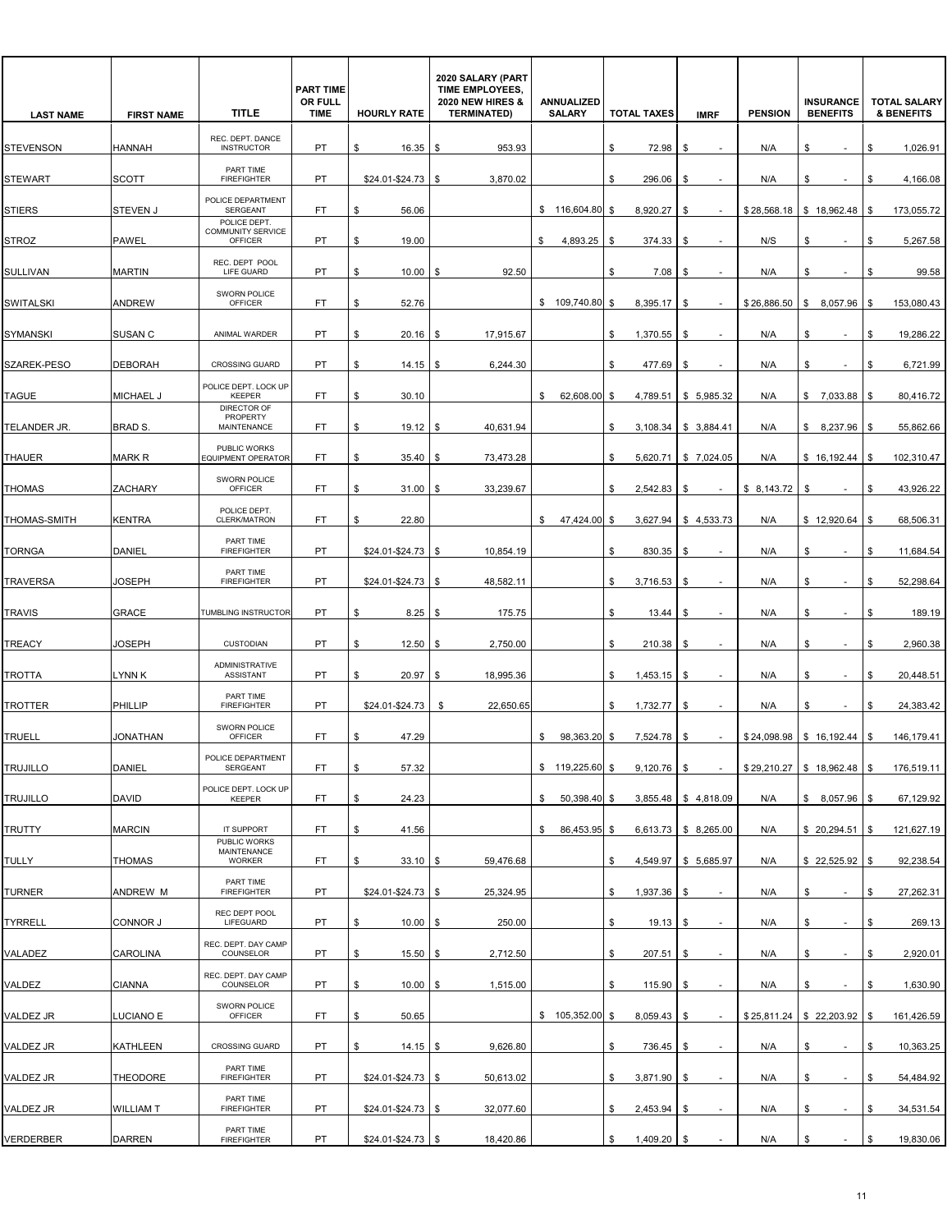| LAST NAME | FIRST NAME | TITLE | PART TIME OR FULL TIME | HOURLY RATE | 2020 SALARY (PART TIME EMPLOYEES, 2020 NEW HIRES & TERMINATED) | ANNUALIZED SALARY | TOTAL TAXES | IMRF | PENSION | INSURANCE BENEFITS | TOTAL SALARY & BENEFITS |
|---|---|---|---|---|---|---|---|---|---|---|---|
| STEVENSON | HANNAH | REC. DEPT. DANCE INSTRUCTOR | PT | $ 16.35 | $ 953.93 | | $ 72.98 | $ - | N/A | $ - | $ 1,026.91 |
| STEWART | SCOTT | PART TIME FIREFIGHTER | PT | $24.01-$24.73 | $ 3,870.02 | | $ 296.06 | $ - | N/A | $ - | $ 4,166.08 |
| STIERS | STEVEN J | POLICE DEPARTMENT SERGEANT | FT | $ 56.06 | | $ 116,604.80 | $ 8,920.27 | $ - | $ 28,568.18 | $ 18,962.48 | $ 173,055.72 |
| STROZ | PAWEL | POLICE DEPT. COMMUNITY SERVICE OFFICER | PT | $ 19.00 | | $ 4,893.25 | $ 374.33 | $ - | N/S | $ - | $ 5,267.58 |
| SULLIVAN | MARTIN | REC. DEPT POOL LIFE GUARD | PT | $ 10.00 | $ 92.50 | | $ 7.08 | $ - | N/A | $ - | $ 99.58 |
| SWITALSKI | ANDREW | SWORN POLICE OFFICER | FT | $ 52.76 | | $ 109,740.80 | $ 8,395.17 | $ - | $ 26,886.50 | $ 8,057.96 | $ 153,080.43 |
| SYMANSKI | SUSAN C | ANIMAL WARDER | PT | $ 20.16 | $ 17,915.67 | | $ 1,370.55 | $ - | N/A | $ - | $ 19,286.22 |
| SZAREK-PESO | DEBORAH | CROSSING GUARD | PT | $ 14.15 | $ 6,244.30 | | $ 477.69 | $ - | N/A | $ - | $ 6,721.99 |
| TAGUE | MICHAEL J | POLICE DEPT. LOCK UP KEEPER | FT | $ 30.10 | | $ 62,608.00 | $ 4,789.51 | $ 5,985.32 | N/A | $ 7,033.88 | $ 80,416.72 |
| TELANDER JR. | BRAD S. | DIRECTOR OF PROPERTY MAINTENANCE | FT | $ 19.12 | $ 40,631.94 | | $ 3,108.34 | $ 3,884.41 | N/A | $ 8,237.96 | $ 55,862.66 |
| THAUER | MARK R | PUBLIC WORKS EQUIPMENT OPERATOR | FT | $ 35.40 | $ 73,473.28 | | $ 5,620.71 | $ 7,024.05 | N/A | $ 16,192.44 | $ 102,310.47 |
| THOMAS | ZACHARY | SWORN POLICE OFFICER | FT | $ 31.00 | $ 33,239.67 | | $ 2,542.83 | $ - | $ 8,143.72 | $ - | $ 43,926.22 |
| THOMAS-SMITH | KENTRA | POLICE DEPT. CLERK/MATRON | FT | $ 22.80 | | $ 47,424.00 | $ 3,627.94 | $ 4,533.73 | N/A | $ 12,920.64 | $ 68,506.31 |
| TORNGA | DANIEL | PART TIME FIREFIGHTER | PT | $24.01-$24.73 | $ 10,854.19 | | $ 830.35 | $ - | N/A | $ - | $ 11,684.54 |
| TRAVERSA | JOSEPH | PART TIME FIREFIGHTER | PT | $24.01-$24.73 | $ 48,582.11 | | $ 3,716.53 | $ - | N/A | $ - | $ 52,298.64 |
| TRAVIS | GRACE | TUMBLING INSTRUCTOR | PT | $ 8.25 | $ 175.75 | | $ 13.44 | $ - | N/A | $ - | $ 189.19 |
| TREACY | JOSEPH | CUSTODIAN | PT | $ 12.50 | $ 2,750.00 | | $ 210.38 | $ - | N/A | $ - | $ 2,960.38 |
| TROTTA | LYNN K | ADMINISTRATIVE ASSISTANT | PT | $ 20.97 | $ 18,995.36 | | $ 1,453.15 | $ - | N/A | $ - | $ 20,448.51 |
| TROTTER | PHILLIP | PART TIME FIREFIGHTER | PT | $24.01-$24.73 | $ 22,650.65 | | $ 1,732.77 | $ - | N/A | $ - | $ 24,383.42 |
| TRUELL | JONATHAN | SWORN POLICE OFFICER | FT | $ 47.29 | | $ 98,363.20 | $ 7,524.78 | $ - | $ 24,098.98 | $ 16,192.44 | $ 146,179.41 |
| TRUJILLO | DANIEL | POLICE DEPARTMENT SERGEANT | FT | $ 57.32 | | $ 119,225.60 | $ 9,120.76 | $ - | $ 29,210.27 | $ 18,962.48 | $ 176,519.11 |
| TRUJILLO | DAVID | POLICE DEPT. LOCK UP KEEPER | FT | $ 24.23 | | $ 50,398.40 | $ 3,855.48 | $ 4,818.09 | N/A | $ 8,057.96 | $ 67,129.92 |
| TRUTTY | MARCIN | IT SUPPORT | FT | $ 41.56 | | $ 86,453.95 | $ 6,613.73 | $ 8,265.00 | N/A | $ 20,294.51 | $ 121,627.19 |
| TULLY | THOMAS | PUBLIC WORKS MAINTENANCE WORKER | FT | $ 33.10 | $ 59,476.68 | | $ 4,549.97 | $ 5,685.97 | N/A | $ 22,525.92 | $ 92,238.54 |
| TURNER | ANDREW M | PART TIME FIREFIGHTER | PT | $24.01-$24.73 | $ 25,324.95 | | $ 1,937.36 | $ - | N/A | $ - | $ 27,262.31 |
| TYRRELL | CONNOR J | REC DEPT POOL LIFEGUARD | PT | $ 10.00 | $ 250.00 | | $ 19.13 | $ - | N/A | $ - | $ 269.13 |
| VALADEZ | CAROLINA | REC. DEPT. DAY CAMP COUNSELOR | PT | $ 15.50 | $ 2,712.50 | | $ 207.51 | $ - | N/A | $ - | $ 2,920.01 |
| VALDEZ | CIANNA | REC. DEPT. DAY CAMP COUNSELOR | PT | $ 10.00 | $ 1,515.00 | | $ 115.90 | $ - | N/A | $ - | $ 1,630.90 |
| VALDEZ JR | LUCIANO E | SWORN POLICE OFFICER | FT | $ 50.65 | | $ 105,352.00 | $ 8,059.43 | $ - | $ 25,811.24 | $ 22,203.92 | $ 161,426.59 |
| VALDEZ JR | KATHLEEN | CROSSING GUARD | PT | $ 14.15 | $ 9,626.80 | | $ 736.45 | $ - | N/A | $ - | $ 10,363.25 |
| VALDEZ JR | THEODORE | PART TIME FIREFIGHTER | PT | $24.01-$24.73 | $ 50,613.02 | | $ 3,871.90 | $ - | N/A | $ - | $ 54,484.92 |
| VALDEZ JR | WILLIAM T | PART TIME FIREFIGHTER | PT | $24.01-$24.73 | $ 32,077.60 | | $ 2,453.94 | $ - | N/A | $ - | $ 34,531.54 |
| VERDERBER | DARREN | PART TIME FIREFIGHTER | PT | $24.01-$24.73 | $ 18,420.86 | | $ 1,409.20 | $ - | N/A | $ - | $ 19,830.06 |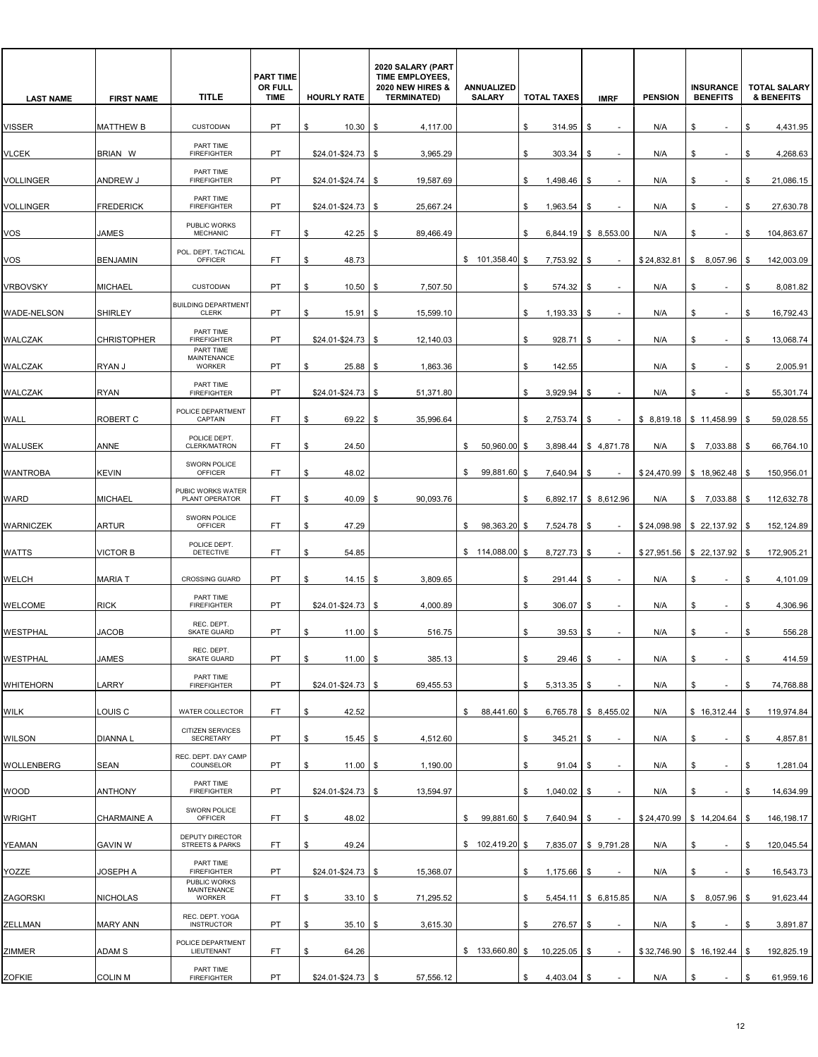| LAST NAME | FIRST NAME | TITLE | PART TIME OR FULL TIME | HOURLY RATE | 2020 SALARY (PART TIME EMPLOYEES, 2020 NEW HIRES & TERMINATED) | ANNUALIZED SALARY | TOTAL TAXES | IMRF | PENSION | INSURANCE BENEFITS | TOTAL SALARY & BENEFITS |
|---|---|---|---|---|---|---|---|---|---|---|---|
| VISSER | MATTHEW B | CUSTODIAN | PT | $ 10.30 | $ 4,117.00 | | $ 314.95 | $ - | N/A | $ - | $ 4,431.95 |
| VLCEK | BRIAN W | PART TIME FIREFIGHTER | PT | $24.01-$24.73 | $ 3,965.29 | | $ 303.34 | $ - | N/A | $ - | $ 4,268.63 |
| VOLLINGER | ANDREW J | PART TIME FIREFIGHTER | PT | $24.01-$24.74 | $ 19,587.69 | | $ 1,498.46 | $ - | N/A | $ - | $ 21,086.15 |
| VOLLINGER | FREDERICK | PART TIME FIREFIGHTER | PT | $24.01-$24.73 | $ 25,667.24 | | $ 1,963.54 | $ - | N/A | $ - | $ 27,630.78 |
| VOS | JAMES | PUBLIC WORKS MECHANIC | FT | $ 42.25 | $ 89,466.49 | | $ 6,844.19 | $ 8,553.00 | N/A | $ - | $ 104,863.67 |
| VOS | BENJAMIN | POL. DEPT. TACTICAL OFFICER | FT | $ 48.73 | | $ 101,358.40 | $ 7,753.92 | $ - | $ 24,832.81 | $ 8,057.96 | $ 142,003.09 |
| VRBOVSKY | MICHAEL | CUSTODIAN | PT | $ 10.50 | $ 7,507.50 | | $ 574.32 | $ - | N/A | $ - | $ 8,081.82 |
| WADE-NELSON | SHIRLEY | BUILDING DEPARTMENT CLERK | PT | $ 15.91 | $ 15,599.10 | | $ 1,193.33 | $ - | N/A | $ - | $ 16,792.43 |
| WALCZAK | CHRISTOPHER | PART TIME FIREFIGHTER | PT | $24.01-$24.73 | $ 12,140.03 | | $ 928.71 | $ - | N/A | $ - | $ 13,068.74 |
| WALCZAK | RYAN J | PART TIME MAINTENANCE WORKER | PT | $ 25.88 | $ 1,863.36 | | $ 142.55 | | N/A | $ - | $ 2,005.91 |
| WALCZAK | RYAN | PART TIME FIREFIGHTER | PT | $24.01-$24.73 | $ 51,371.80 | | $ 3,929.94 | $ - | N/A | $ - | $ 55,301.74 |
| WALL | ROBERT C | POLICE DEPARTMENT CAPTAIN | FT | $ 69.22 | $ 35,996.64 | | $ 2,753.74 | $ - | $ 8,819.18 | $ 11,458.99 | $ 59,028.55 |
| WALUSEK | ANNE | POLICE DEPT. CLERK/MATRON | FT | $ 24.50 | | $ 50,960.00 | $ 3,898.44 | $ 4,871.78 | N/A | $ 7,033.88 | $ 66,764.10 |
| WANTROBA | KEVIN | SWORN POLICE OFFICER | FT | $ 48.02 | | $ 99,881.60 | $ 7,640.94 | $ - | $ 24,470.99 | $ 18,962.48 | $ 150,956.01 |
| WARD | MICHAEL | PUBIC WORKS WATER PLANT OPERATOR | FT | $ 40.09 | $ 90,093.76 | | $ 6,892.17 | $ 8,612.96 | N/A | $ 7,033.88 | $ 112,632.78 |
| WARNICZEK | ARTUR | SWORN POLICE OFFICER | FT | $ 47.29 | | $ 98,363.20 | $ 7,524.78 | $ - | $ 24,098.98 | $ 22,137.92 | $ 152,124.89 |
| WATTS | VICTOR B | POLICE DEPT. DETECTIVE | FT | $ 54.85 | | $ 114,088.00 | $ 8,727.73 | $ - | $ 27,951.56 | $ 22,137.92 | $ 172,905.21 |
| WELCH | MARIA T | CROSSING GUARD | PT | $ 14.15 | $ 3,809.65 | | $ 291.44 | $ - | N/A | $ - | $ 4,101.09 |
| WELCOME | RICK | PART TIME FIREFIGHTER | PT | $24.01-$24.73 | $ 4,000.89 | | $ 306.07 | $ - | N/A | $ - | $ 4,306.96 |
| WESTPHAL | JACOB | REC. DEPT. SKATE GUARD | PT | $ 11.00 | $ 516.75 | | $ 39.53 | $ - | N/A | $ - | $ 556.28 |
| WESTPHAL | JAMES | REC. DEPT. SKATE GUARD | PT | $ 11.00 | $ 385.13 | | $ 29.46 | $ - | N/A | $ - | $ 414.59 |
| WHITEHORN | LARRY | PART TIME FIREFIGHTER | PT | $24.01-$24.73 | $ 69,455.53 | | $ 5,313.35 | $ - | N/A | $ - | $ 74,768.88 |
| WILK | LOUIS C | WATER COLLECTOR | FT | $ 42.52 | | $ 88,441.60 | $ 6,765.78 | $ 8,455.02 | N/A | $ 16,312.44 | $ 119,974.84 |
| WILSON | DIANNA L | CITIZEN SERVICES SECRETARY | PT | $ 15.45 | $ 4,512.60 | | $ 345.21 | $ - | N/A | $ - | $ 4,857.81 |
| WOLLENBERG | SEAN | REC. DEPT. DAY CAMP COUNSELOR | PT | $ 11.00 | $ 1,190.00 | | $ 91.04 | $ - | N/A | $ - | $ 1,281.04 |
| WOOD | ANTHONY | PART TIME FIREFIGHTER | PT | $24.01-$24.73 | $ 13,594.97 | | $ 1,040.02 | $ - | N/A | $ - | $ 14,634.99 |
| WRIGHT | CHARMAINE A | SWORN POLICE OFFICER | FT | $ 48.02 | | $ 99,881.60 | $ 7,640.94 | $ - | $ 24,470.99 | $ 14,204.64 | $ 146,198.17 |
| YEAMAN | GAVIN W | DEPUTY DIRECTOR STREETS & PARKS | FT | $ 49.24 | | $ 102,419.20 | $ 7,835.07 | $ 9,791.28 | N/A | $ - | $ 120,045.54 |
| YOZZE | JOSEPH A | PART TIME FIREFIGHTER | PT | $24.01-$24.73 | $ 15,368.07 | | $ 1,175.66 | $ - | N/A | $ - | $ 16,543.73 |
| ZAGORSKI | NICHOLAS | PUBLIC WORKS MAINTENANCE WORKER | FT | $ 33.10 | $ 71,295.52 | | $ 5,454.11 | $ 6,815.85 | N/A | $ 8,057.96 | $ 91,623.44 |
| ZELLMAN | MARY ANN | REC. DEPT. YOGA INSTRUCTOR | PT | $ 35.10 | $ 3,615.30 | | $ 276.57 | $ - | N/A | $ - | $ 3,891.87 |
| ZIMMER | ADAM S | POLICE DEPARTMENT LIEUTENANT | FT | $ 64.26 | | $ 133,660.80 | $ 10,225.05 | $ - | $ 32,746.90 | $ 16,192.44 | $ 192,825.19 |
| ZOFKIE | COLIN M | PART TIME FIREFIGHTER | PT | $24.01-$24.73 | $ 57,556.12 | | $ 4,403.04 | $ - | N/A | $ - | $ 61,959.16 |